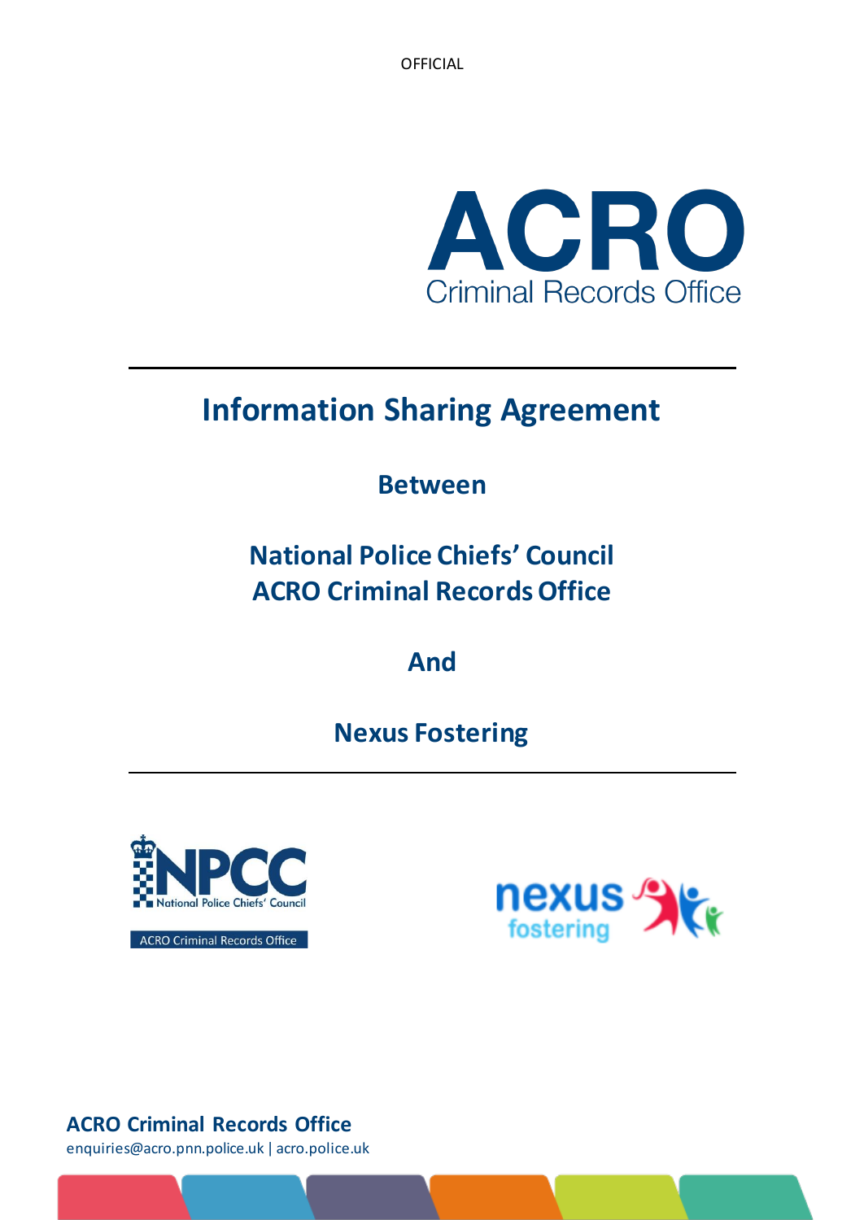OFFICIAL

ACRO
Criminal Records Office

# Information Sharing Agreement

**Between**

**National Police Chiefs' Council**
**ACRO Criminal Records Office**

**And**

**Nexus Fostering**

NPCC National Police Chiefs' Council
ACRO Criminal Records Office

nexus fostering

**ACRO Criminal Records Office**
enquiries@acro.pnn.police.uk | acro.police.uk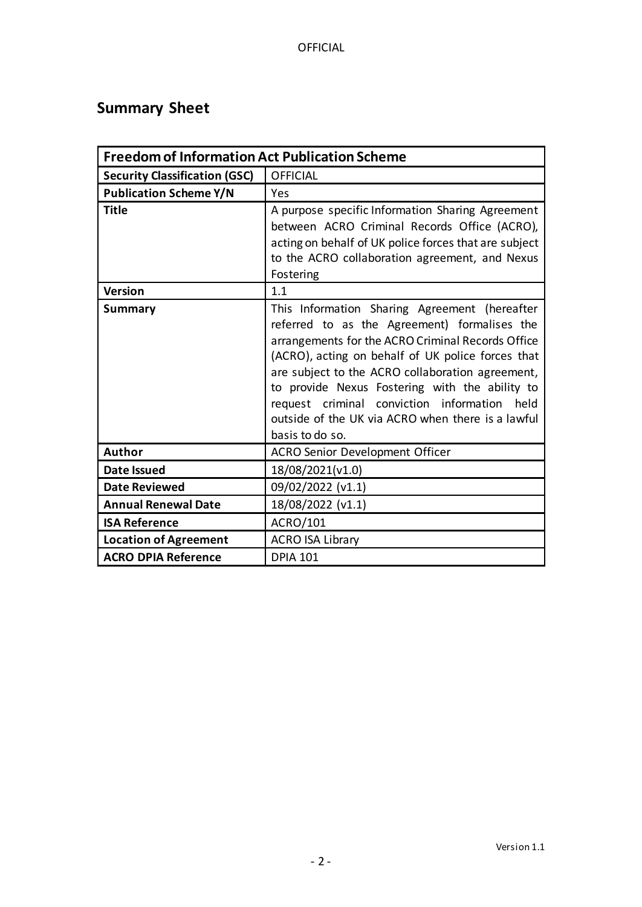## Summary Sheet

| Freedom of Information Act Publication Scheme | |
|---|---|
| **Security Classification (GSC)** | OFFICIAL |
| **Publication Scheme Y/N** | Yes |
| **Title** | A purpose specific Information Sharing Agreement between ACRO Criminal Records Office (ACRO), acting on behalf of UK police forces that are subject to the ACRO collaboration agreement, and Nexus Fostering |
| **Version** | 1.1 |
| **Summary** | This Information Sharing Agreement (hereafter referred to as the Agreement) formalises the arrangements for the ACRO Criminal Records Office (ACRO), acting on behalf of UK police forces that are subject to the ACRO collaboration agreement, to provide Nexus Fostering with the ability to request criminal conviction information held outside of the UK via ACRO when there is a lawful basis to do so. |
| **Author** | ACRO Senior Development Officer |
| **Date Issued** | 18/08/2021(v1.0) |
| **Date Reviewed** | 09/02/2022 (v1.1) |
| **Annual Renewal Date** | 18/08/2022 (v1.1) |
| **ISA Reference** | ACRO/101 |
| **Location of Agreement** | ACRO ISA Library |
| **ACRO DPIA Reference** | DPIA 101 |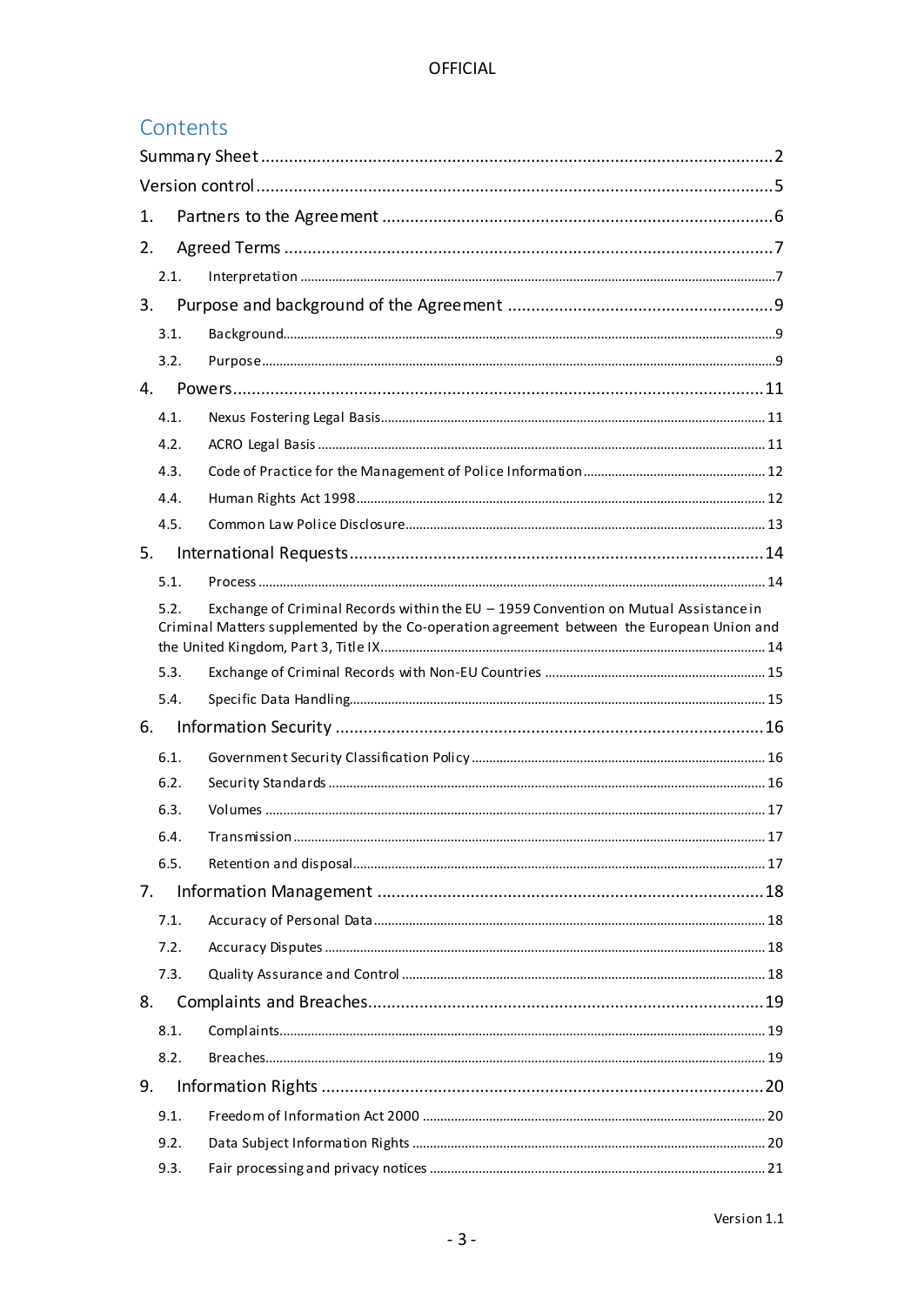## Contents

Summary Sheet ..... 2

Version control ..... 5

1. Partners to the Agreement ..... 6
2. Agreed Terms ..... 7
   - 2.1. Interpretation ..... 7
3. Purpose and background of the Agreement ..... 9
   - 3.1. Background ..... 9
   - 3.2. Purpose ..... 9
4. Powers ..... 11
   - 4.1. Nexus Fostering Legal Basis ..... 11
   - 4.2. ACRO Legal Basis ..... 11
   - 4.3. Code of Practice for the Management of Police Information ..... 12
   - 4.4. Human Rights Act 1998 ..... 12
   - 4.5. Common Law Police Disclosure ..... 13
5. International Requests ..... 14
   - 5.1. Process ..... 14
   - 5.2. Exchange of Criminal Records within the EU – 1959 Convention on Mutual Assistance in Criminal Matters supplemented by the Co-operation agreement between the European Union and the United Kingdom, Part 3, Title IX ..... 14
   - 5.3. Exchange of Criminal Records with Non-EU Countries ..... 15
   - 5.4. Specific Data Handling ..... 15
6. Information Security ..... 16
   - 6.1. Government Security Classification Policy ..... 16
   - 6.2. Security Standards ..... 16
   - 6.3. Volumes ..... 17
   - 6.4. Transmission ..... 17
   - 6.5. Retention and disposal ..... 17
7. Information Management ..... 18
   - 7.1. Accuracy of Personal Data ..... 18
   - 7.2. Accuracy Disputes ..... 18
   - 7.3. Quality Assurance and Control ..... 18
8. Complaints and Breaches ..... 19
   - 8.1. Complaints ..... 19
   - 8.2. Breaches ..... 19
9. Information Rights ..... 20
   - 9.1. Freedom of Information Act 2000 ..... 20
   - 9.2. Data Subject Information Rights ..... 20
   - 9.3. Fair processing and privacy notices ..... 21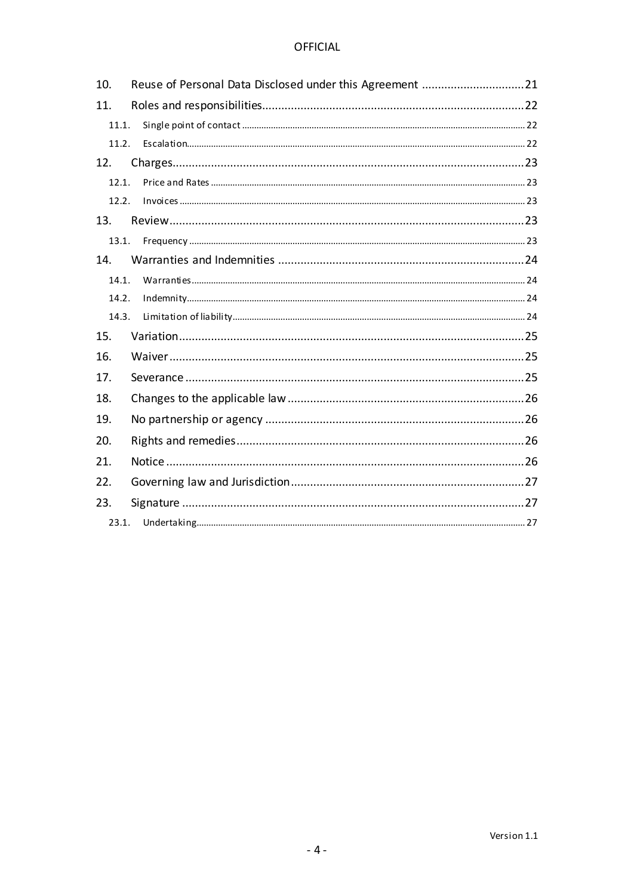10. Reuse of Personal Data Disclosed under this Agreement ....21
11. Roles and responsibilities....22
    - 11.1. Single point of contact....22
    - 11.2. Escalation....22
12. Charges....23
    - 12.1. Price and Rates....23
    - 12.2. Invoices....23
13. Review....23
    - 13.1. Frequency....23
14. Warranties and Indemnities....24
    - 14.1. Warranties....24
    - 14.2. Indemnity....24
    - 14.3. Limitation of liability....24
15. Variation....25
16. Waiver....25
17. Severance....25
18. Changes to the applicable law....26
19. No partnership or agency....26
20. Rights and remedies....26
21. Notice....26
22. Governing law and Jurisdiction....27
23. Signature....27
    - 23.1. Undertaking....27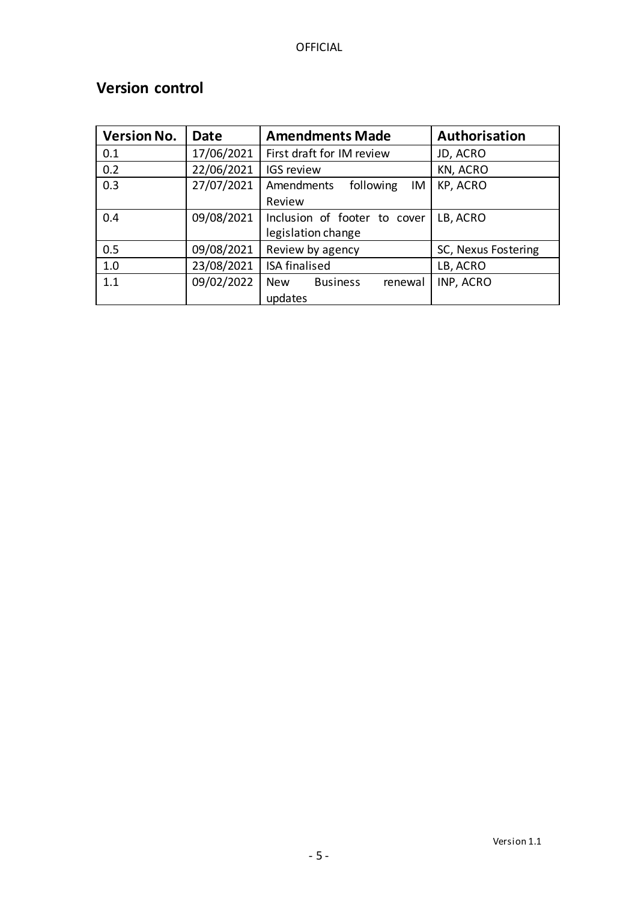## Version control

| Version No. | Date | Amendments Made | Authorisation |
|---|---|---|---|
| 0.1 | 17/06/2021 | First draft for IM review | JD, ACRO |
| 0.2 | 22/06/2021 | IGS review | KN, ACRO |
| 0.3 | 27/07/2021 | Amendments following IM Review | KP, ACRO |
| 0.4 | 09/08/2021 | Inclusion of footer to cover legislation change | LB, ACRO |
| 0.5 | 09/08/2021 | Review by agency | SC, Nexus Fostering |
| 1.0 | 23/08/2021 | ISA finalised | LB, ACRO |
| 1.1 | 09/02/2022 | New Business renewal updates | INP, ACRO |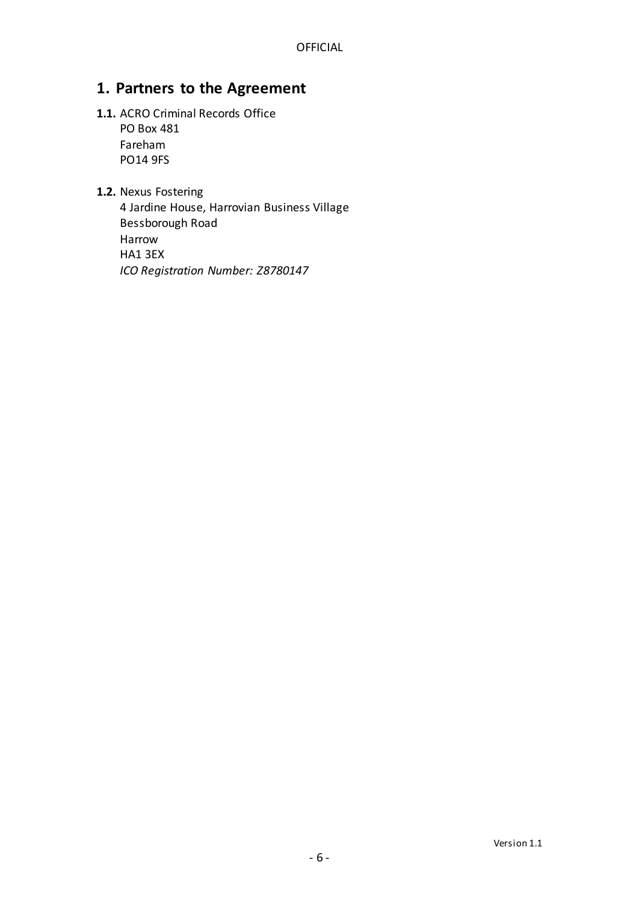## 1. Partners to the Agreement

**1.1.** ACRO Criminal Records Office
PO Box 481
Fareham
PO14 9FS

**1.2.** Nexus Fostering
4 Jardine House, Harrovian Business Village
Bessborough Road
Harrow
HA1 3EX
*ICO Registration Number: Z8780147*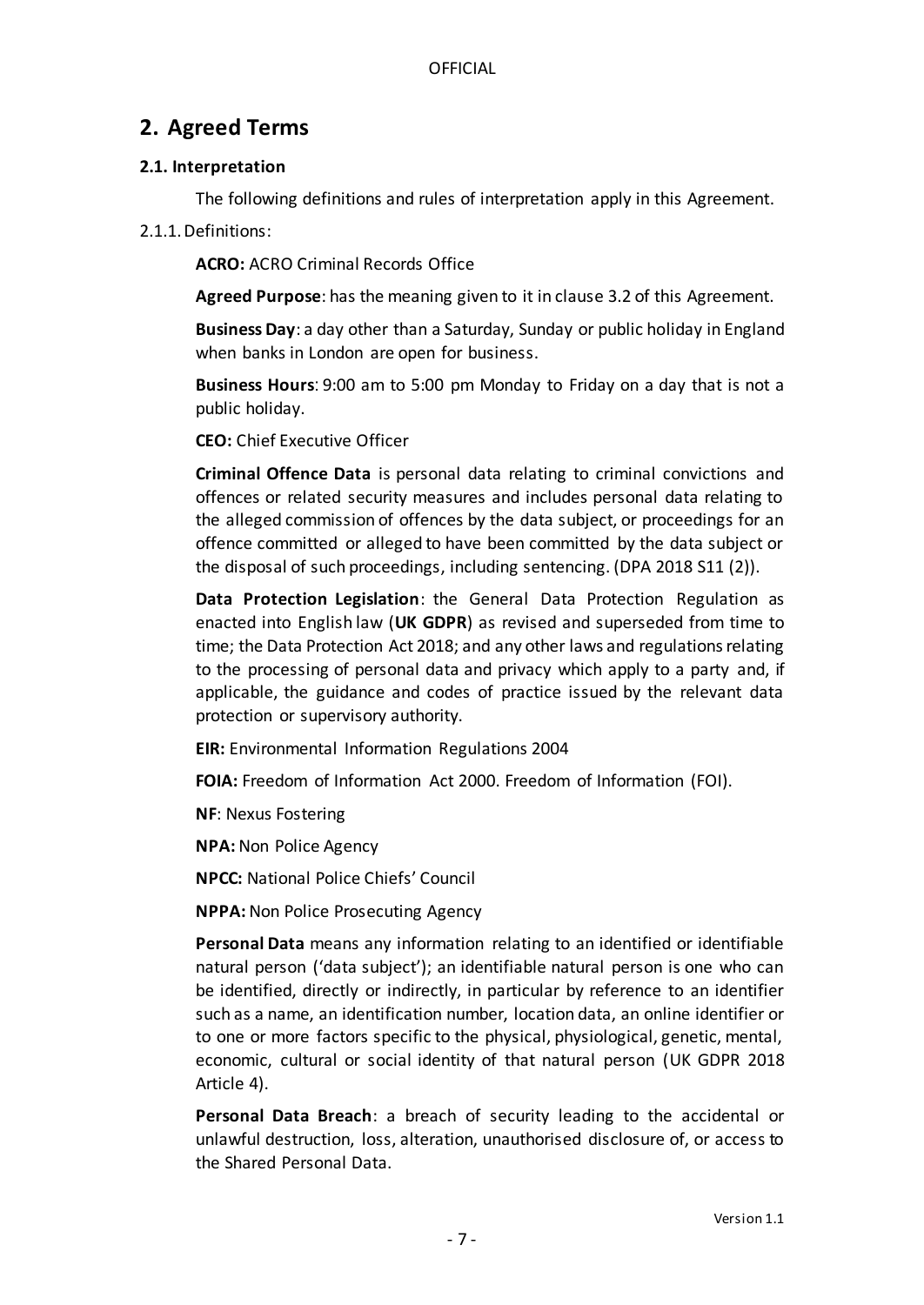## 2. Agreed Terms

### 2.1. Interpretation

The following definitions and rules of interpretation apply in this Agreement.

2.1.1. Definitions:

**ACRO:** ACRO Criminal Records Office

**Agreed Purpose**: has the meaning given to it in clause 3.2 of this Agreement.

**Business Day**: a day other than a Saturday, Sunday or public holiday in England when banks in London are open for business.

**Business Hours**: 9:00 am to 5:00 pm Monday to Friday on a day that is not a public holiday.

**CEO:** Chief Executive Officer

**Criminal Offence Data** is personal data relating to criminal convictions and offences or related security measures and includes personal data relating to the alleged commission of offences by the data subject, or proceedings for an offence committed or alleged to have been committed by the data subject or the disposal of such proceedings, including sentencing. (DPA 2018 S11 (2)).

**Data Protection Legislation**: the General Data Protection Regulation as enacted into English law (**UK GDPR**) as revised and superseded from time to time; the Data Protection Act 2018; and any other laws and regulations relating to the processing of personal data and privacy which apply to a party and, if applicable, the guidance and codes of practice issued by the relevant data protection or supervisory authority.

**EIR:** Environmental Information Regulations 2004

**FOIA:** Freedom of Information Act 2000. Freedom of Information (FOI).

**NF**: Nexus Fostering

**NPA:** Non Police Agency

**NPCC:** National Police Chiefs' Council

**NPPA:** Non Police Prosecuting Agency

**Personal Data** means any information relating to an identified or identifiable natural person ('data subject'); an identifiable natural person is one who can be identified, directly or indirectly, in particular by reference to an identifier such as a name, an identification number, location data, an online identifier or to one or more factors specific to the physical, physiological, genetic, mental, economic, cultural or social identity of that natural person (UK GDPR 2018 Article 4).

**Personal Data Breach**: a breach of security leading to the accidental or unlawful destruction, loss, alteration, unauthorised disclosure of, or access to the Shared Personal Data.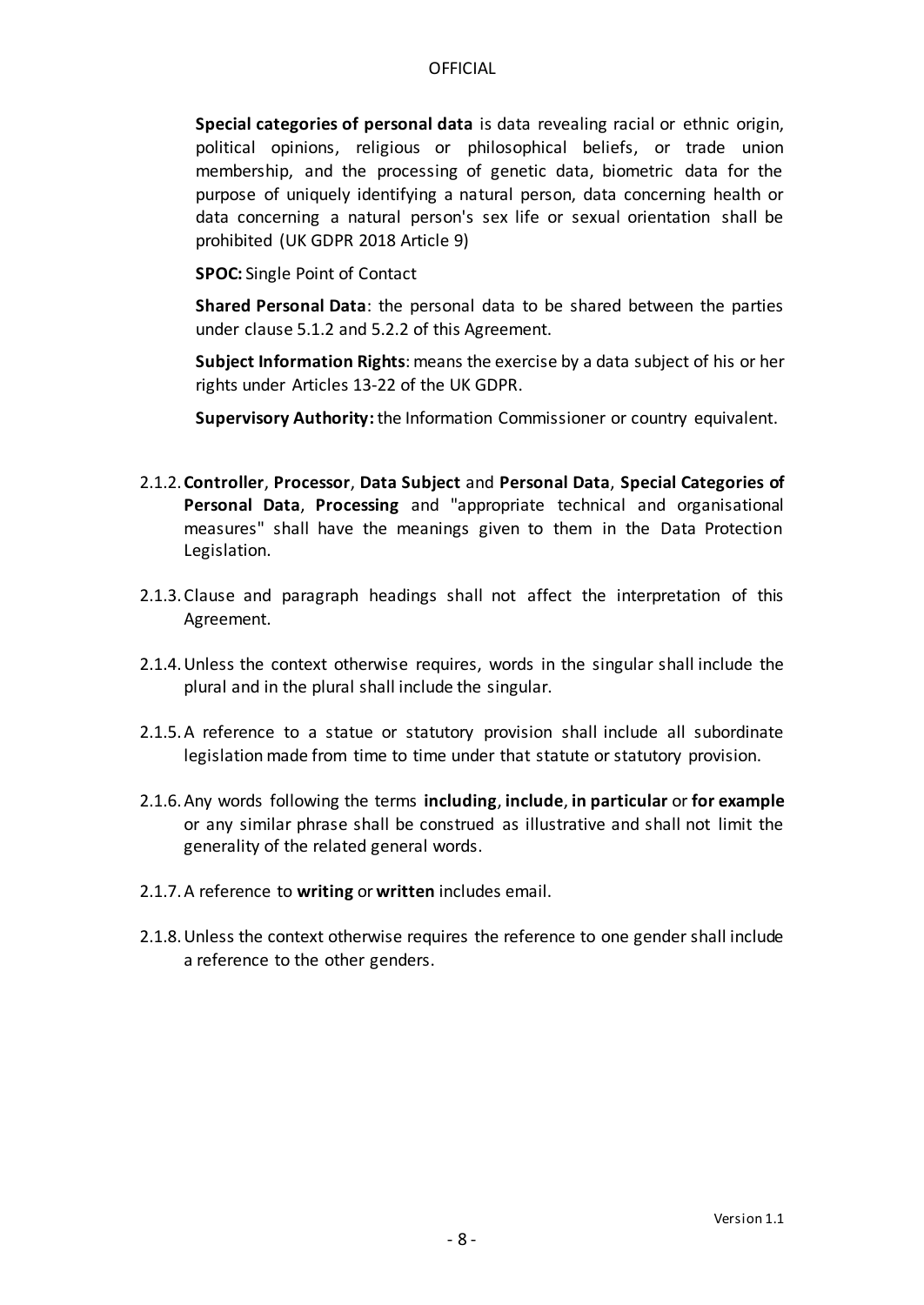**Special categories of personal data** is data revealing racial or ethnic origin, political opinions, religious or philosophical beliefs, or trade union membership, and the processing of genetic data, biometric data for the purpose of uniquely identifying a natural person, data concerning health or data concerning a natural person's sex life or sexual orientation shall be prohibited (UK GDPR 2018 Article 9)

**SPOC:** Single Point of Contact

**Shared Personal Data**: the personal data to be shared between the parties under clause 5.1.2 and 5.2.2 of this Agreement.

**Subject Information Rights**: means the exercise by a data subject of his or her rights under Articles 13-22 of the UK GDPR.

**Supervisory Authority:** the Information Commissioner or country equivalent.

2.1.2. **Controller**, **Processor**, **Data Subject** and **Personal Data**, **Special Categories of Personal Data**, **Processing** and "appropriate technical and organisational measures" shall have the meanings given to them in the Data Protection Legislation.

2.1.3. Clause and paragraph headings shall not affect the interpretation of this Agreement.

2.1.4. Unless the context otherwise requires, words in the singular shall include the plural and in the plural shall include the singular.

2.1.5. A reference to a statue or statutory provision shall include all subordinate legislation made from time to time under that statute or statutory provision.

2.1.6. Any words following the terms **including**, **include**, **in particular** or **for example** or any similar phrase shall be construed as illustrative and shall not limit the generality of the related general words.

2.1.7. A reference to **writing** or **written** includes email.

2.1.8. Unless the context otherwise requires the reference to one gender shall include a reference to the other genders.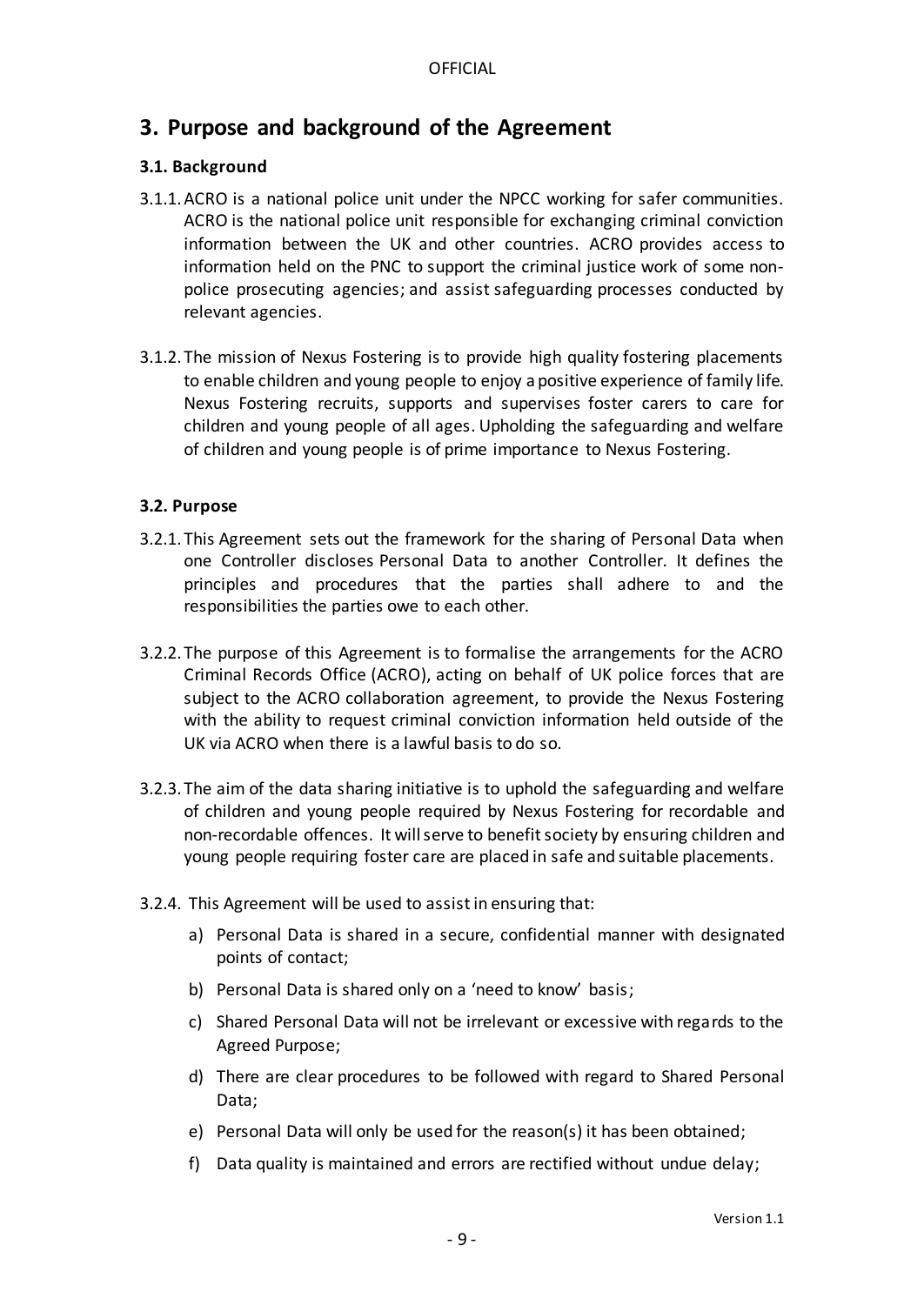## 3. Purpose and background of the Agreement

### 3.1. Background

3.1.1. ACRO is a national police unit under the NPCC working for safer communities. ACRO is the national police unit responsible for exchanging criminal conviction information between the UK and other countries. ACRO provides access to information held on the PNC to support the criminal justice work of some non-police prosecuting agencies; and assist safeguarding processes conducted by relevant agencies.

3.1.2. The mission of Nexus Fostering is to provide high quality fostering placements to enable children and young people to enjoy a positive experience of family life. Nexus Fostering recruits, supports and supervises foster carers to care for children and young people of all ages. Upholding the safeguarding and welfare of children and young people is of prime importance to Nexus Fostering.

### 3.2. Purpose

3.2.1. This Agreement sets out the framework for the sharing of Personal Data when one Controller discloses Personal Data to another Controller. It defines the principles and procedures that the parties shall adhere to and the responsibilities the parties owe to each other.

3.2.2. The purpose of this Agreement is to formalise the arrangements for the ACRO Criminal Records Office (ACRO), acting on behalf of UK police forces that are subject to the ACRO collaboration agreement, to provide the Nexus Fostering with the ability to request criminal conviction information held outside of the UK via ACRO when there is a lawful basis to do so.

3.2.3. The aim of the data sharing initiative is to uphold the safeguarding and welfare of children and young people required by Nexus Fostering for recordable and non-recordable offences. It will serve to benefit society by ensuring children and young people requiring foster care are placed in safe and suitable placements.

3.2.4. This Agreement will be used to assist in ensuring that:

a) Personal Data is shared in a secure, confidential manner with designated points of contact;

b) Personal Data is shared only on a 'need to know' basis;

c) Shared Personal Data will not be irrelevant or excessive with regards to the Agreed Purpose;

d) There are clear procedures to be followed with regard to Shared Personal Data;

e) Personal Data will only be used for the reason(s) it has been obtained;

f) Data quality is maintained and errors are rectified without undue delay;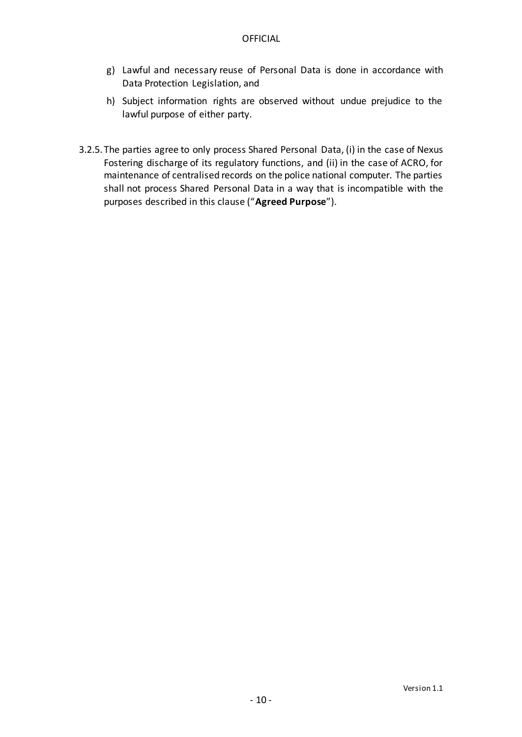g) Lawful and necessary reuse of Personal Data is done in accordance with Data Protection Legislation, and

h) Subject information rights are observed without undue prejudice to the lawful purpose of either party.

3.2.5. The parties agree to only process Shared Personal Data, (i) in the case of Nexus Fostering discharge of its regulatory functions, and (ii) in the case of ACRO, for maintenance of centralised records on the police national computer. The parties shall not process Shared Personal Data in a way that is incompatible with the purposes described in this clause ("**Agreed Purpose**").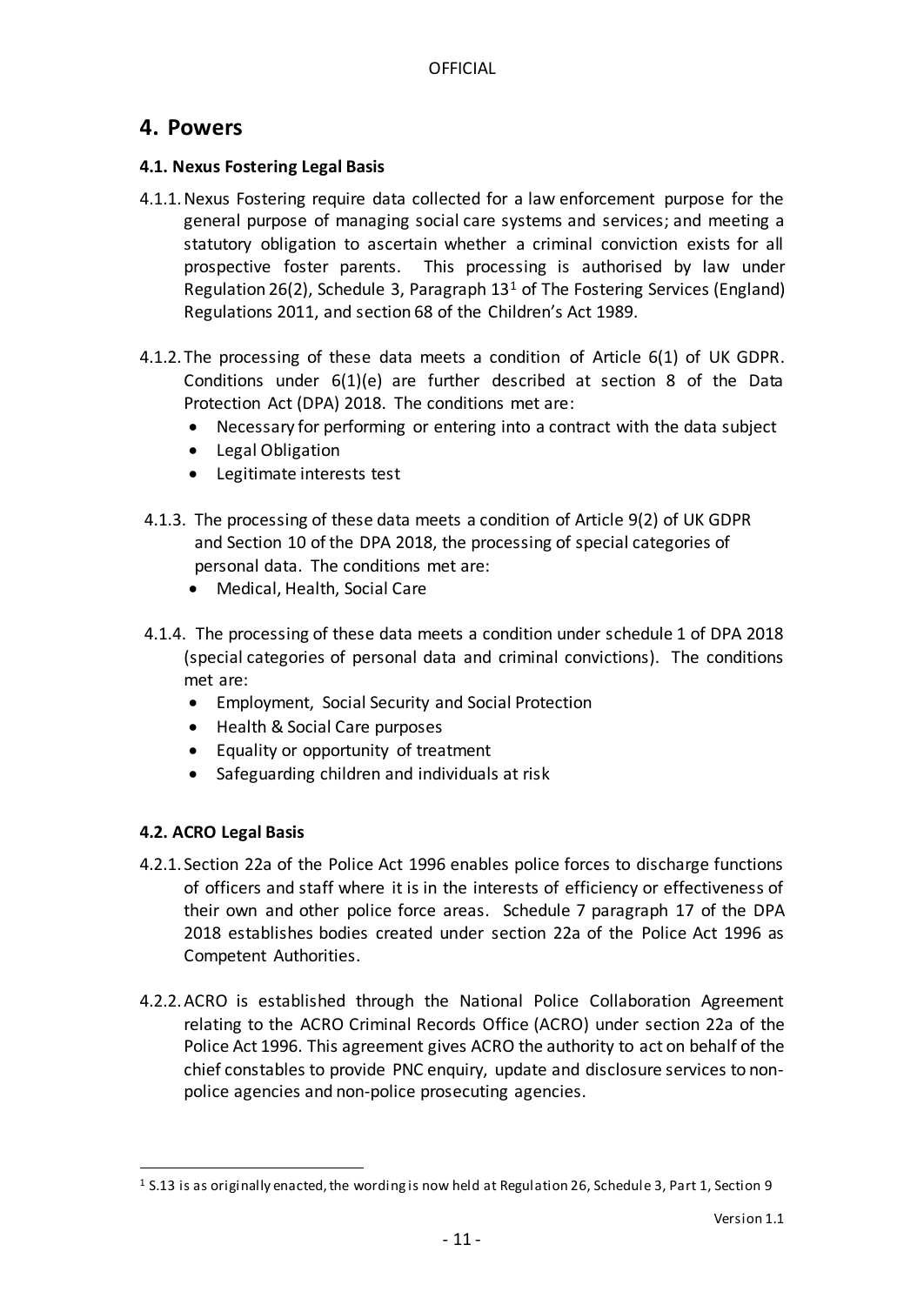## 4. Powers

### 4.1. Nexus Fostering Legal Basis

4.1.1. Nexus Fostering require data collected for a law enforcement purpose for the general purpose of managing social care systems and services; and meeting a statutory obligation to ascertain whether a criminal conviction exists for all prospective foster parents. This processing is authorised by law under Regulation 26(2), Schedule 3, Paragraph 13[1] of The Fostering Services (England) Regulations 2011, and section 68 of the Children's Act 1989.

4.1.2. The processing of these data meets a condition of Article 6(1) of UK GDPR. Conditions under 6(1)(e) are further described at section 8 of the Data Protection Act (DPA) 2018. The conditions met are:

- Necessary for performing or entering into a contract with the data subject
- Legal Obligation
- Legitimate interests test

4.1.3. The processing of these data meets a condition of Article 9(2) of UK GDPR and Section 10 of the DPA 2018, the processing of special categories of personal data. The conditions met are:

- Medical, Health, Social Care

4.1.4. The processing of these data meets a condition under schedule 1 of DPA 2018 (special categories of personal data and criminal convictions). The conditions met are:

- Employment, Social Security and Social Protection
- Health & Social Care purposes
- Equality or opportunity of treatment
- Safeguarding children and individuals at risk

### 4.2. ACRO Legal Basis

4.2.1. Section 22a of the Police Act 1996 enables police forces to discharge functions of officers and staff where it is in the interests of efficiency or effectiveness of their own and other police force areas. Schedule 7 paragraph 17 of the DPA 2018 establishes bodies created under section 22a of the Police Act 1996 as Competent Authorities.

4.2.2. ACRO is established through the National Police Collaboration Agreement relating to the ACRO Criminal Records Office (ACRO) under section 22a of the Police Act 1996. This agreement gives ACRO the authority to act on behalf of the chief constables to provide PNC enquiry, update and disclosure services to non-police agencies and non-police prosecuting agencies.

[1] S.13 is as originally enacted, the wording is now held at Regulation 26, Schedule 3, Part 1, Section 9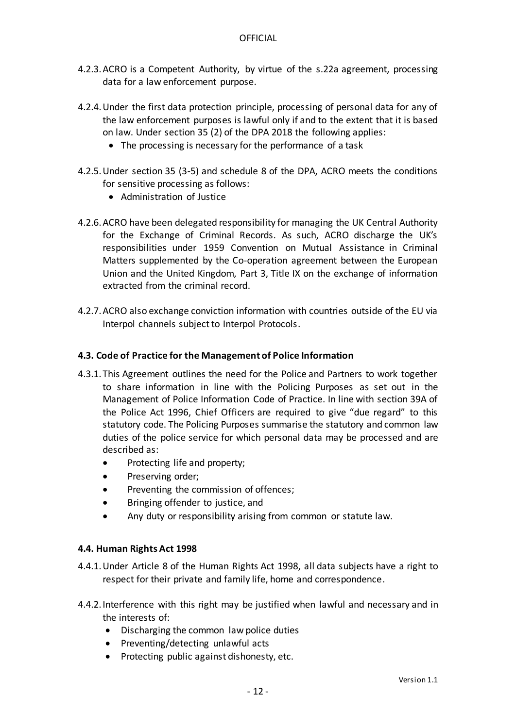4.2.3. ACRO is a Competent Authority, by virtue of the s.22a agreement, processing data for a law enforcement purpose.

4.2.4. Under the first data protection principle, processing of personal data for any of the law enforcement purposes is lawful only if and to the extent that it is based on law. Under section 35 (2) of the DPA 2018 the following applies:

- The processing is necessary for the performance of a task

4.2.5. Under section 35 (3-5) and schedule 8 of the DPA, ACRO meets the conditions for sensitive processing as follows:

- Administration of Justice

4.2.6. ACRO have been delegated responsibility for managing the UK Central Authority for the Exchange of Criminal Records. As such, ACRO discharge the UK's responsibilities under 1959 Convention on Mutual Assistance in Criminal Matters supplemented by the Co-operation agreement between the European Union and the United Kingdom, Part 3, Title IX on the exchange of information extracted from the criminal record.

4.2.7. ACRO also exchange conviction information with countries outside of the EU via Interpol channels subject to Interpol Protocols.

### 4.3. Code of Practice for the Management of Police Information

4.3.1. This Agreement outlines the need for the Police and Partners to work together to share information in line with the Policing Purposes as set out in the Management of Police Information Code of Practice. In line with section 39A of the Police Act 1996, Chief Officers are required to give "due regard" to this statutory code. The Policing Purposes summarise the statutory and common law duties of the police service for which personal data may be processed and are described as:

- Protecting life and property;
- Preserving order;
- Preventing the commission of offences;
- Bringing offender to justice, and
- Any duty or responsibility arising from common or statute law.

### 4.4. Human Rights Act 1998

4.4.1. Under Article 8 of the Human Rights Act 1998, all data subjects have a right to respect for their private and family life, home and correspondence.

4.4.2. Interference with this right may be justified when lawful and necessary and in the interests of:

- Discharging the common law police duties
- Preventing/detecting unlawful acts
- Protecting public against dishonesty, etc.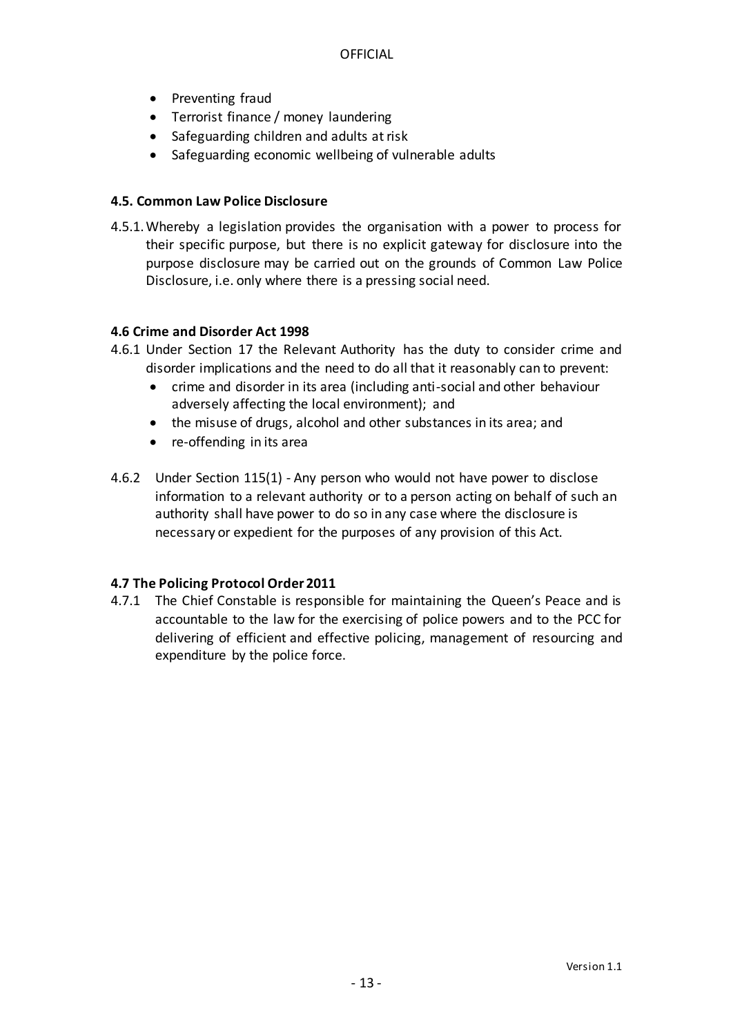- Preventing fraud
- Terrorist finance / money laundering
- Safeguarding children and adults at risk
- Safeguarding economic wellbeing of vulnerable adults

### 4.5. Common Law Police Disclosure

4.5.1. Whereby a legislation provides the organisation with a power to process for their specific purpose, but there is no explicit gateway for disclosure into the purpose disclosure may be carried out on the grounds of Common Law Police Disclosure, i.e. only where there is a pressing social need.

### 4.6 Crime and Disorder Act 1998

4.6.1 Under Section 17 the Relevant Authority has the duty to consider crime and disorder implications and the need to do all that it reasonably can to prevent:

- crime and disorder in its area (including anti-social and other behaviour adversely affecting the local environment); and
- the misuse of drugs, alcohol and other substances in its area; and
- re-offending in its area

4.6.2 Under Section 115(1) - Any person who would not have power to disclose information to a relevant authority or to a person acting on behalf of such an authority shall have power to do so in any case where the disclosure is necessary or expedient for the purposes of any provision of this Act.

### 4.7 The Policing Protocol Order 2011

4.7.1 The Chief Constable is responsible for maintaining the Queen's Peace and is accountable to the law for the exercising of police powers and to the PCC for delivering of efficient and effective policing, management of resourcing and expenditure by the police force.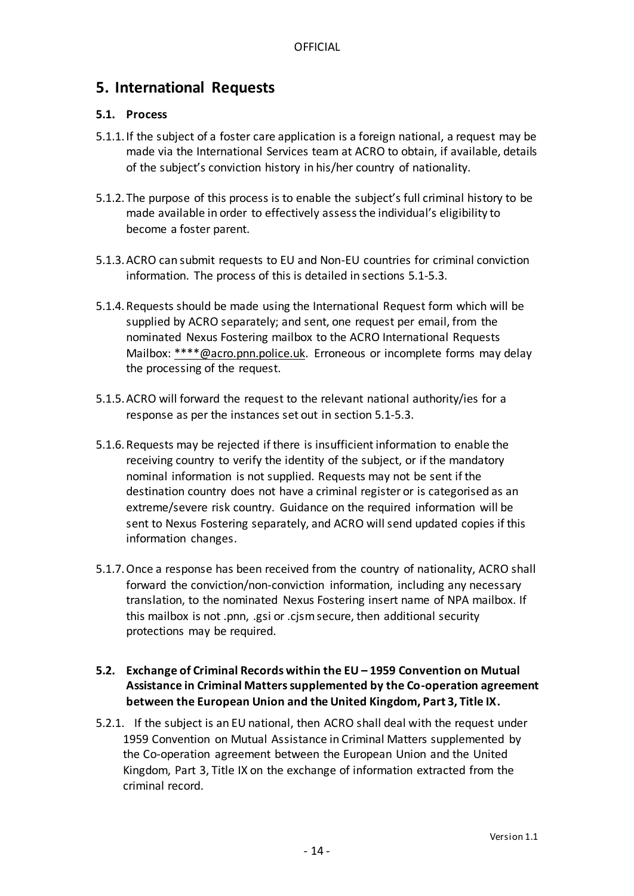## 5. International Requests

### 5.1. Process

5.1.1. If the subject of a foster care application is a foreign national, a request may be made via the International Services team at ACRO to obtain, if available, details of the subject's conviction history in his/her country of nationality.

5.1.2. The purpose of this process is to enable the subject's full criminal history to be made available in order to effectively assess the individual's eligibility to become a foster parent.

5.1.3. ACRO can submit requests to EU and Non-EU countries for criminal conviction information. The process of this is detailed in sections 5.1-5.3.

5.1.4. Requests should be made using the International Request form which will be supplied by ACRO separately; and sent, one request per email, from the nominated Nexus Fostering mailbox to the ACRO International Requests Mailbox: ****@acro.pnn.police.uk. Erroneous or incomplete forms may delay the processing of the request.

5.1.5. ACRO will forward the request to the relevant national authority/ies for a response as per the instances set out in section 5.1-5.3.

5.1.6. Requests may be rejected if there is insufficient information to enable the receiving country to verify the identity of the subject, or if the mandatory nominal information is not supplied. Requests may not be sent if the destination country does not have a criminal register or is categorised as an extreme/severe risk country. Guidance on the required information will be sent to Nexus Fostering separately, and ACRO will send updated copies if this information changes.

5.1.7. Once a response has been received from the country of nationality, ACRO shall forward the conviction/non-conviction information, including any necessary translation, to the nominated Nexus Fostering insert name of NPA mailbox. If this mailbox is not .pnn, .gsi or .cjsm secure, then additional security protections may be required.

### 5.2. Exchange of Criminal Records within the EU – 1959 Convention on Mutual Assistance in Criminal Matters supplemented by the Co-operation agreement between the European Union and the United Kingdom, Part 3, Title IX.

5.2.1. If the subject is an EU national, then ACRO shall deal with the request under 1959 Convention on Mutual Assistance in Criminal Matters supplemented by the Co-operation agreement between the European Union and the United Kingdom, Part 3, Title IX on the exchange of information extracted from the criminal record.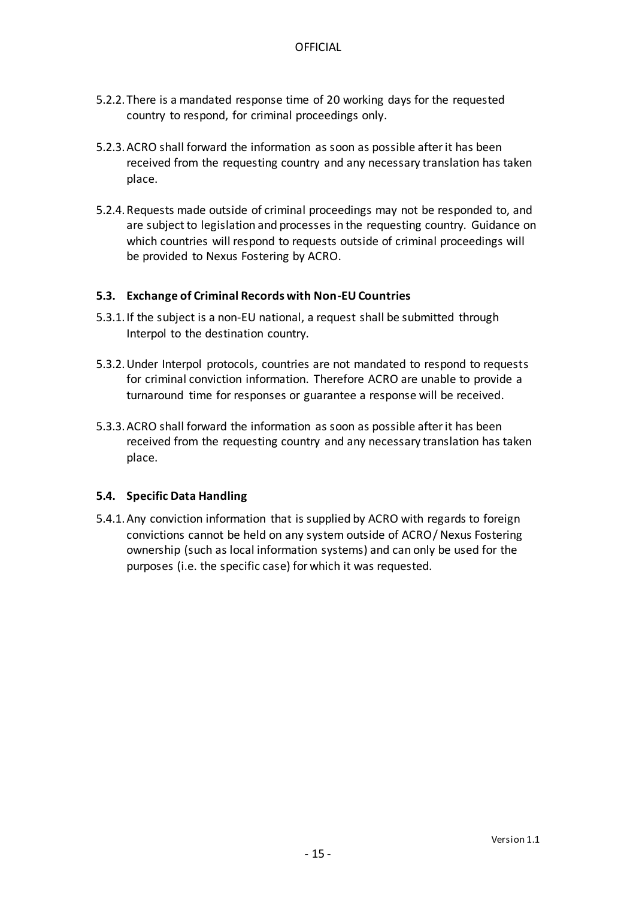5.2.2. There is a mandated response time of 20 working days for the requested country to respond, for criminal proceedings only.

5.2.3. ACRO shall forward the information as soon as possible after it has been received from the requesting country and any necessary translation has taken place.

5.2.4. Requests made outside of criminal proceedings may not be responded to, and are subject to legislation and processes in the requesting country. Guidance on which countries will respond to requests outside of criminal proceedings will be provided to Nexus Fostering by ACRO.

### 5.3. Exchange of Criminal Records with Non-EU Countries

5.3.1. If the subject is a non-EU national, a request shall be submitted through Interpol to the destination country.

5.3.2. Under Interpol protocols, countries are not mandated to respond to requests for criminal conviction information. Therefore ACRO are unable to provide a turnaround time for responses or guarantee a response will be received.

5.3.3. ACRO shall forward the information as soon as possible after it has been received from the requesting country and any necessary translation has taken place.

### 5.4. Specific Data Handling

5.4.1. Any conviction information that is supplied by ACRO with regards to foreign convictions cannot be held on any system outside of ACRO/ Nexus Fostering ownership (such as local information systems) and can only be used for the purposes (i.e. the specific case) for which it was requested.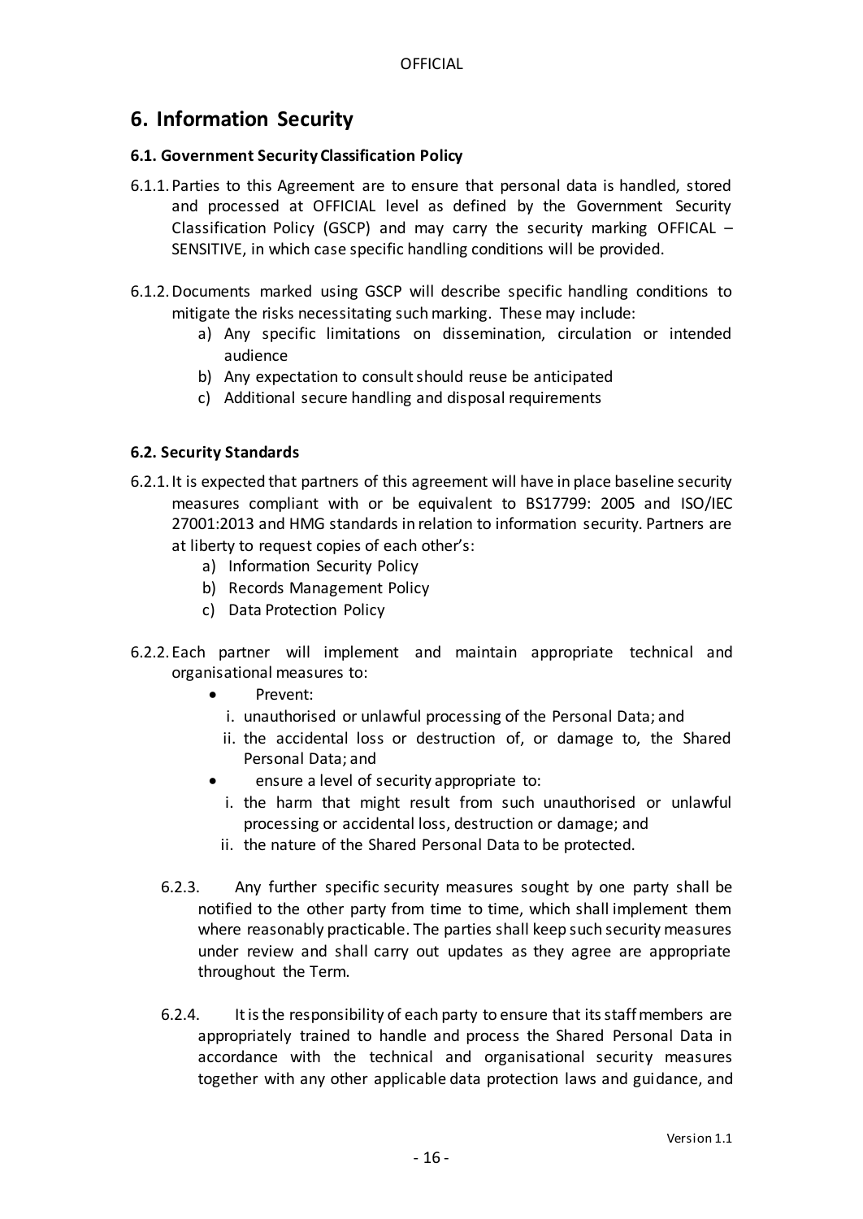## 6. Information Security

### 6.1. Government Security Classification Policy

6.1.1. Parties to this Agreement are to ensure that personal data is handled, stored and processed at OFFICIAL level as defined by the Government Security Classification Policy (GSCP) and may carry the security marking OFFICAL – SENSITIVE, in which case specific handling conditions will be provided.

6.1.2. Documents marked using GSCP will describe specific handling conditions to mitigate the risks necessitating such marking. These may include:

a) Any specific limitations on dissemination, circulation or intended audience
b) Any expectation to consult should reuse be anticipated
c) Additional secure handling and disposal requirements

### 6.2. Security Standards

6.2.1. It is expected that partners of this agreement will have in place baseline security measures compliant with or be equivalent to BS17799: 2005 and ISO/IEC 27001:2013 and HMG standards in relation to information security. Partners are at liberty to request copies of each other's:

a) Information Security Policy
b) Records Management Policy
c) Data Protection Policy

6.2.2. Each partner will implement and maintain appropriate technical and organisational measures to:

- Prevent:
  i. unauthorised or unlawful processing of the Personal Data; and
  ii. the accidental loss or destruction of, or damage to, the Shared Personal Data; and
- ensure a level of security appropriate to:
  i. the harm that might result from such unauthorised or unlawful processing or accidental loss, destruction or damage; and
  ii. the nature of the Shared Personal Data to be protected.

6.2.3. Any further specific security measures sought by one party shall be notified to the other party from time to time, which shall implement them where reasonably practicable. The parties shall keep such security measures under review and shall carry out updates as they agree are appropriate throughout the Term.

6.2.4. It is the responsibility of each party to ensure that its staff members are appropriately trained to handle and process the Shared Personal Data in accordance with the technical and organisational security measures together with any other applicable data protection laws and guidance, and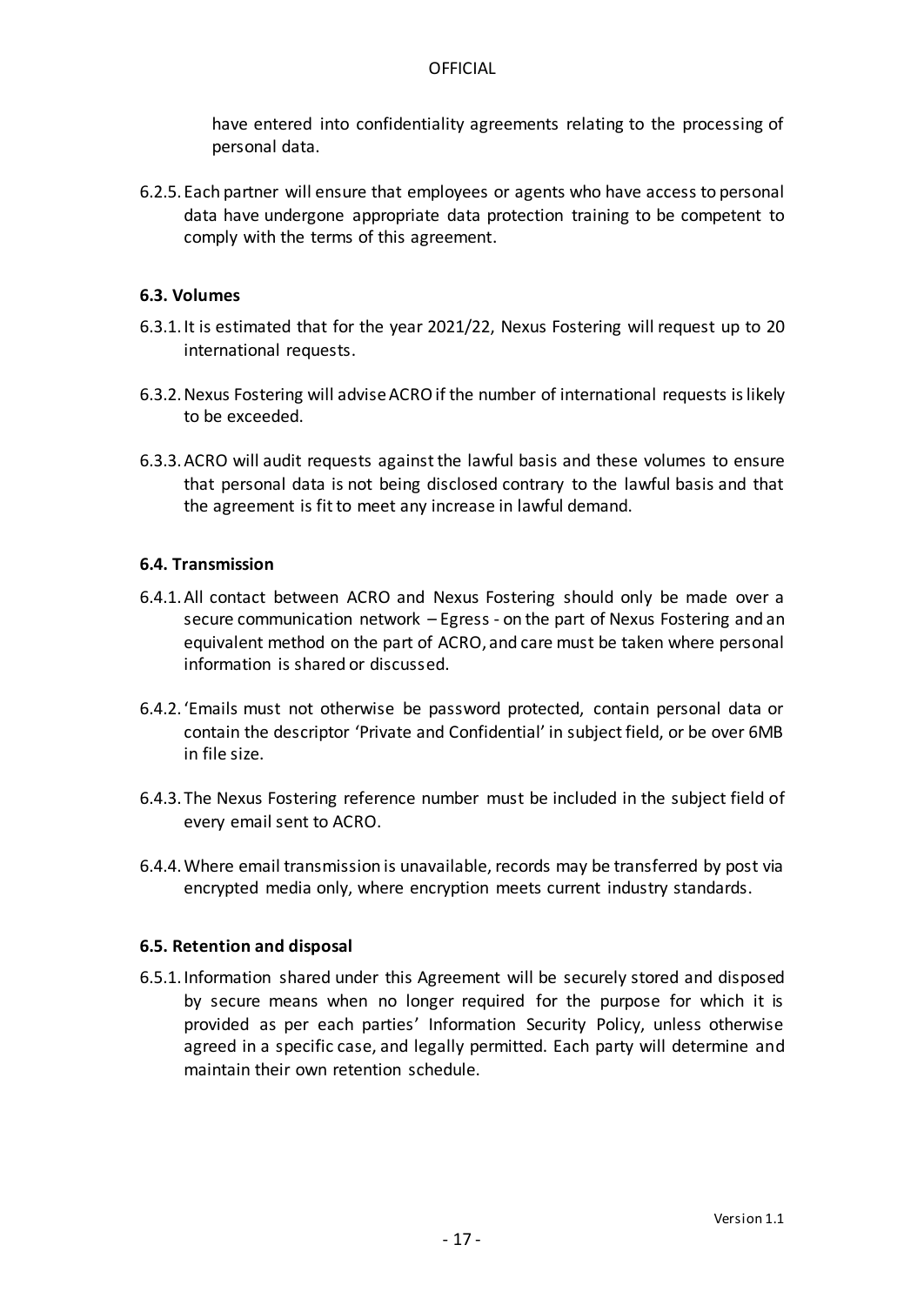have entered into confidentiality agreements relating to the processing of personal data.

6.2.5. Each partner will ensure that employees or agents who have access to personal data have undergone appropriate data protection training to be competent to comply with the terms of this agreement.

### 6.3. Volumes

6.3.1. It is estimated that for the year 2021/22, Nexus Fostering will request up to 20 international requests.

6.3.2. Nexus Fostering will advise ACRO if the number of international requests is likely to be exceeded.

6.3.3. ACRO will audit requests against the lawful basis and these volumes to ensure that personal data is not being disclosed contrary to the lawful basis and that the agreement is fit to meet any increase in lawful demand.

### 6.4. Transmission

6.4.1. All contact between ACRO and Nexus Fostering should only be made over a secure communication network – Egress - on the part of Nexus Fostering and an equivalent method on the part of ACRO, and care must be taken where personal information is shared or discussed.

6.4.2. 'Emails must not otherwise be password protected, contain personal data or contain the descriptor 'Private and Confidential' in subject field, or be over 6MB in file size.

6.4.3. The Nexus Fostering reference number must be included in the subject field of every email sent to ACRO.

6.4.4. Where email transmission is unavailable, records may be transferred by post via encrypted media only, where encryption meets current industry standards.

### 6.5. Retention and disposal

6.5.1. Information shared under this Agreement will be securely stored and disposed by secure means when no longer required for the purpose for which it is provided as per each parties' Information Security Policy, unless otherwise agreed in a specific case, and legally permitted. Each party will determine and maintain their own retention schedule.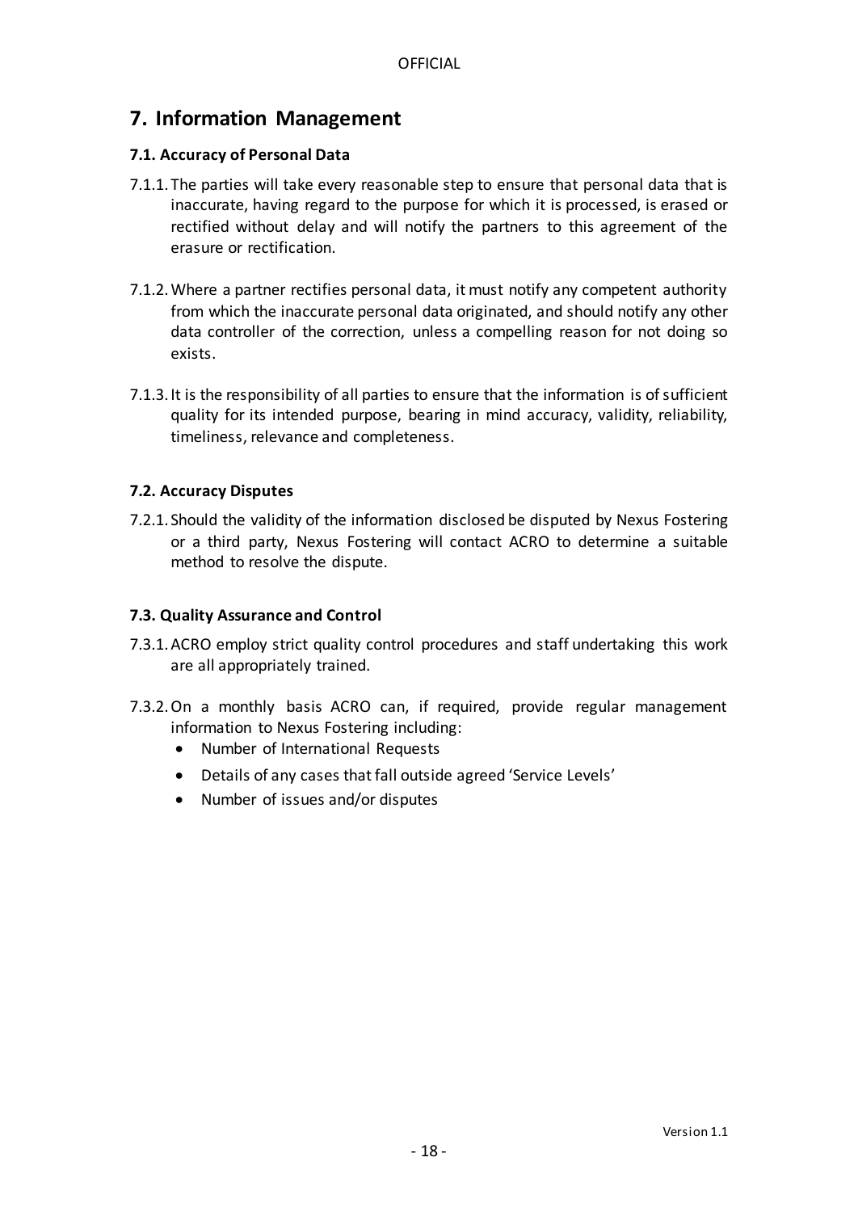## 7. Information Management

### 7.1. Accuracy of Personal Data

7.1.1. The parties will take every reasonable step to ensure that personal data that is inaccurate, having regard to the purpose for which it is processed, is erased or rectified without delay and will notify the partners to this agreement of the erasure or rectification.

7.1.2. Where a partner rectifies personal data, it must notify any competent authority from which the inaccurate personal data originated, and should notify any other data controller of the correction, unless a compelling reason for not doing so exists.

7.1.3. It is the responsibility of all parties to ensure that the information is of sufficient quality for its intended purpose, bearing in mind accuracy, validity, reliability, timeliness, relevance and completeness.

### 7.2. Accuracy Disputes

7.2.1. Should the validity of the information disclosed be disputed by Nexus Fostering or a third party, Nexus Fostering will contact ACRO to determine a suitable method to resolve the dispute.

### 7.3. Quality Assurance and Control

7.3.1. ACRO employ strict quality control procedures and staff undertaking this work are all appropriately trained.

7.3.2. On a monthly basis ACRO can, if required, provide regular management information to Nexus Fostering including:

- Number of International Requests
- Details of any cases that fall outside agreed 'Service Levels'
- Number of issues and/or disputes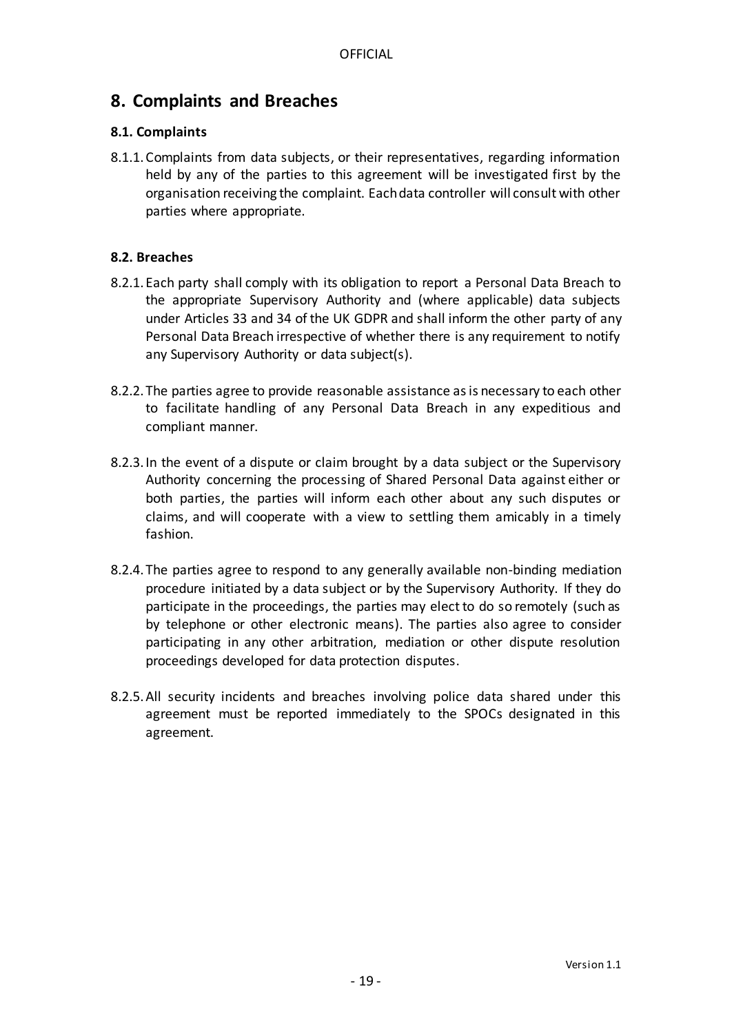# 8. Complaints and Breaches

### 8.1. Complaints

8.1.1. Complaints from data subjects, or their representatives, regarding information held by any of the parties to this agreement will be investigated first by the organisation receiving the complaint. Each data controller will consult with other parties where appropriate.

### 8.2. Breaches

8.2.1. Each party shall comply with its obligation to report a Personal Data Breach to the appropriate Supervisory Authority and (where applicable) data subjects under Articles 33 and 34 of the UK GDPR and shall inform the other party of any Personal Data Breach irrespective of whether there is any requirement to notify any Supervisory Authority or data subject(s).

8.2.2. The parties agree to provide reasonable assistance as is necessary to each other to facilitate handling of any Personal Data Breach in any expeditious and compliant manner.

8.2.3. In the event of a dispute or claim brought by a data subject or the Supervisory Authority concerning the processing of Shared Personal Data against either or both parties, the parties will inform each other about any such disputes or claims, and will cooperate with a view to settling them amicably in a timely fashion.

8.2.4. The parties agree to respond to any generally available non-binding mediation procedure initiated by a data subject or by the Supervisory Authority. If they do participate in the proceedings, the parties may elect to do so remotely (such as by telephone or other electronic means). The parties also agree to consider participating in any other arbitration, mediation or other dispute resolution proceedings developed for data protection disputes.

8.2.5. All security incidents and breaches involving police data shared under this agreement must be reported immediately to the SPOCs designated in this agreement.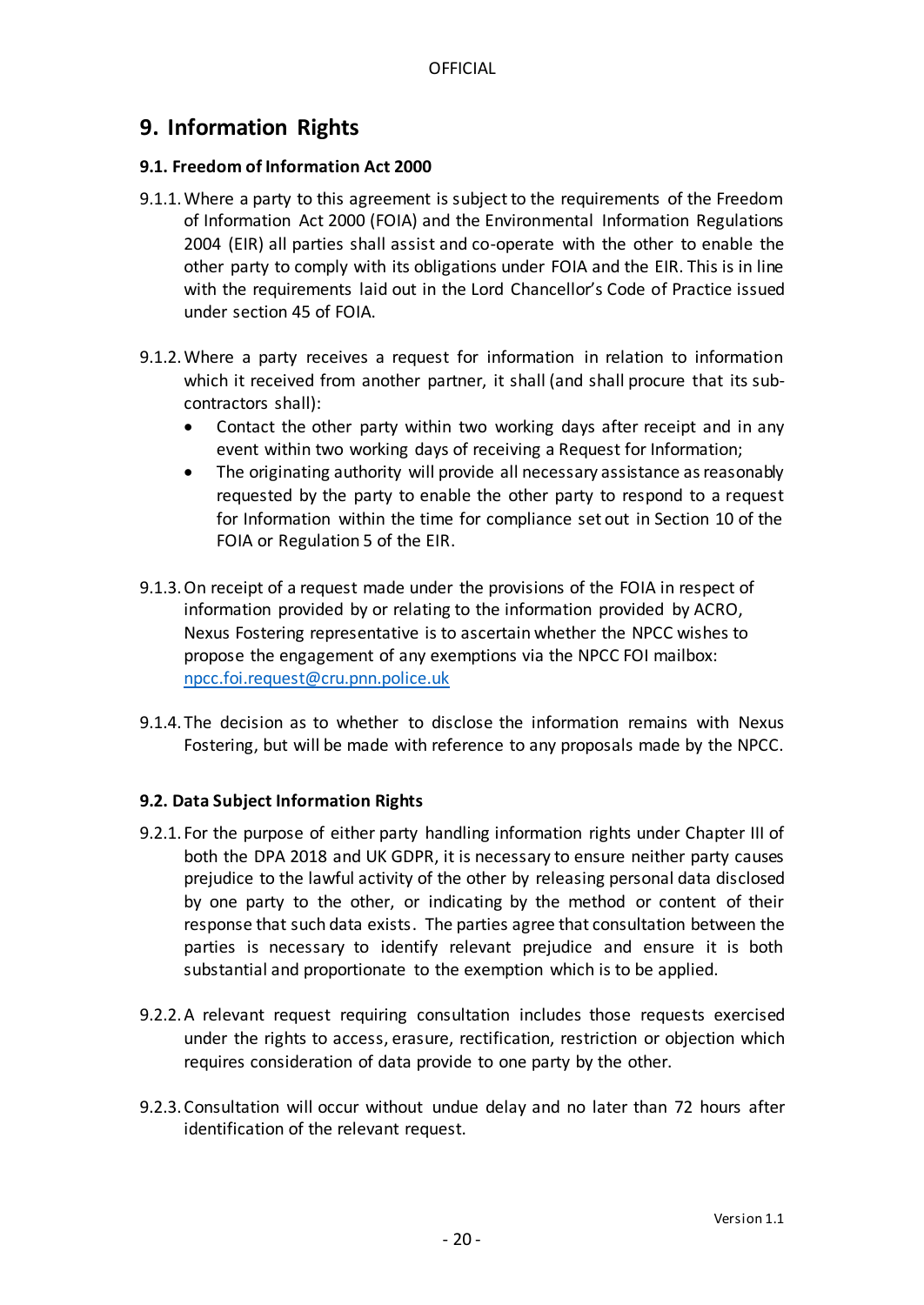## 9. Information Rights

### 9.1. Freedom of Information Act 2000

9.1.1. Where a party to this agreement is subject to the requirements of the Freedom of Information Act 2000 (FOIA) and the Environmental Information Regulations 2004 (EIR) all parties shall assist and co-operate with the other to enable the other party to comply with its obligations under FOIA and the EIR. This is in line with the requirements laid out in the Lord Chancellor's Code of Practice issued under section 45 of FOIA.

9.1.2. Where a party receives a request for information in relation to information which it received from another partner, it shall (and shall procure that its sub-contractors shall):

- Contact the other party within two working days after receipt and in any event within two working days of receiving a Request for Information;
- The originating authority will provide all necessary assistance as reasonably requested by the party to enable the other party to respond to a request for Information within the time for compliance set out in Section 10 of the FOIA or Regulation 5 of the EIR.

9.1.3. On receipt of a request made under the provisions of the FOIA in respect of information provided by or relating to the information provided by ACRO, Nexus Fostering representative is to ascertain whether the NPCC wishes to propose the engagement of any exemptions via the NPCC FOI mailbox: npcc.foi.request@cru.pnn.police.uk

9.1.4. The decision as to whether to disclose the information remains with Nexus Fostering, but will be made with reference to any proposals made by the NPCC.

### 9.2. Data Subject Information Rights

9.2.1. For the purpose of either party handling information rights under Chapter III of both the DPA 2018 and UK GDPR, it is necessary to ensure neither party causes prejudice to the lawful activity of the other by releasing personal data disclosed by one party to the other, or indicating by the method or content of their response that such data exists. The parties agree that consultation between the parties is necessary to identify relevant prejudice and ensure it is both substantial and proportionate to the exemption which is to be applied.

9.2.2. A relevant request requiring consultation includes those requests exercised under the rights to access, erasure, rectification, restriction or objection which requires consideration of data provide to one party by the other.

9.2.3. Consultation will occur without undue delay and no later than 72 hours after identification of the relevant request.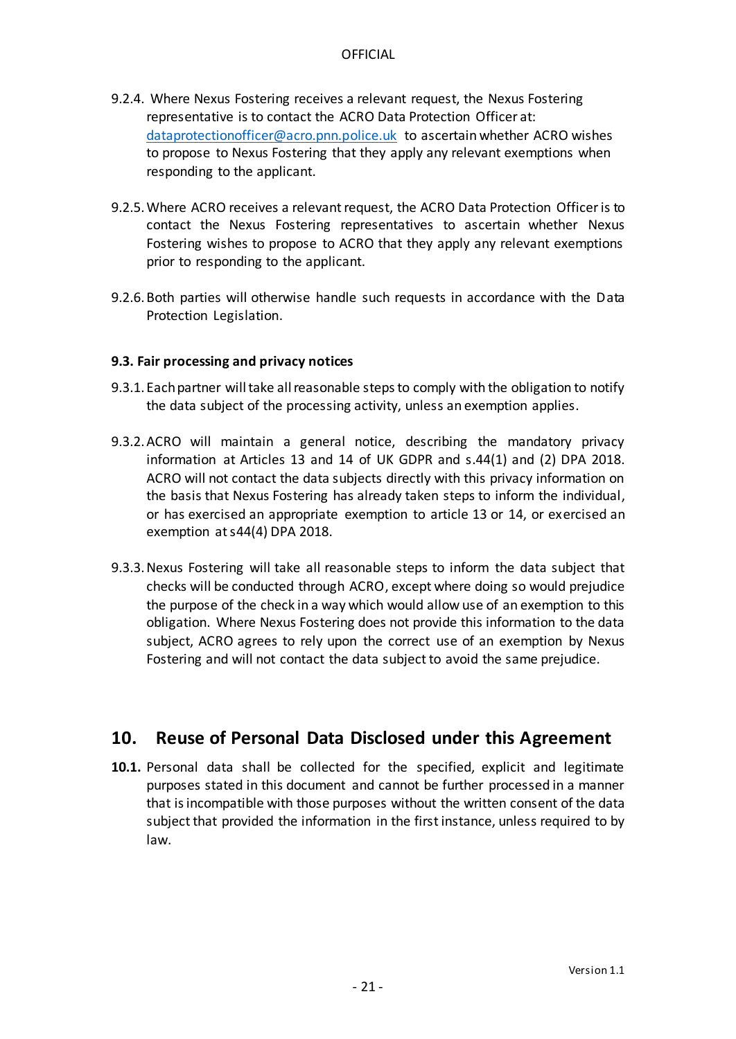9.2.4. Where Nexus Fostering receives a relevant request, the Nexus Fostering representative is to contact the ACRO Data Protection Officer at: dataprotectionofficer@acro.pnn.police.uk to ascertain whether ACRO wishes to propose to Nexus Fostering that they apply any relevant exemptions when responding to the applicant.

9.2.5. Where ACRO receives a relevant request, the ACRO Data Protection Officer is to contact the Nexus Fostering representatives to ascertain whether Nexus Fostering wishes to propose to ACRO that they apply any relevant exemptions prior to responding to the applicant.

9.2.6. Both parties will otherwise handle such requests in accordance with the Data Protection Legislation.

### 9.3. Fair processing and privacy notices

9.3.1. Each partner will take all reasonable steps to comply with the obligation to notify the data subject of the processing activity, unless an exemption applies.

9.3.2. ACRO will maintain a general notice, describing the mandatory privacy information at Articles 13 and 14 of UK GDPR and s.44(1) and (2) DPA 2018. ACRO will not contact the data subjects directly with this privacy information on the basis that Nexus Fostering has already taken steps to inform the individual, or has exercised an appropriate exemption to article 13 or 14, or exercised an exemption at s44(4) DPA 2018.

9.3.3. Nexus Fostering will take all reasonable steps to inform the data subject that checks will be conducted through ACRO, except where doing so would prejudice the purpose of the check in a way which would allow use of an exemption to this obligation. Where Nexus Fostering does not provide this information to the data subject, ACRO agrees to rely upon the correct use of an exemption by Nexus Fostering and will not contact the data subject to avoid the same prejudice.

## 10. Reuse of Personal Data Disclosed under this Agreement

**10.1.** Personal data shall be collected for the specified, explicit and legitimate purposes stated in this document and cannot be further processed in a manner that is incompatible with those purposes without the written consent of the data subject that provided the information in the first instance, unless required to by law.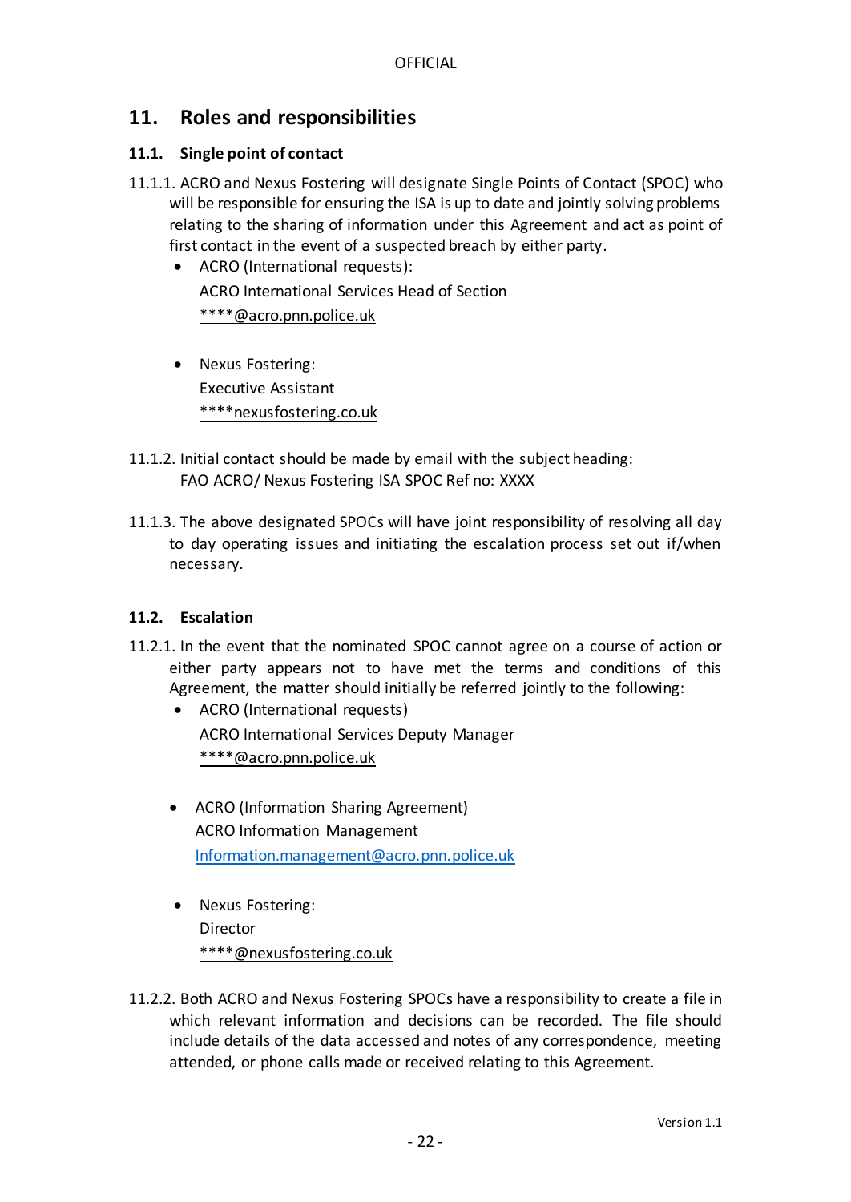## 11. Roles and responsibilities

### 11.1. Single point of contact

11.1.1. ACRO and Nexus Fostering will designate Single Points of Contact (SPOC) who will be responsible for ensuring the ISA is up to date and jointly solving problems relating to the sharing of information under this Agreement and act as point of first contact in the event of a suspected breach by either party.

- ACRO (International requests):
  ACRO International Services Head of Section
  ****@acro.pnn.police.uk

- Nexus Fostering:
  Executive Assistant
  ****nexusfostering.co.uk

11.1.2. Initial contact should be made by email with the subject heading:
FAO ACRO/ Nexus Fostering ISA SPOC Ref no: XXXX

11.1.3. The above designated SPOCs will have joint responsibility of resolving all day to day operating issues and initiating the escalation process set out if/when necessary.

### 11.2. Escalation

11.2.1. In the event that the nominated SPOC cannot agree on a course of action or either party appears not to have met the terms and conditions of this Agreement, the matter should initially be referred jointly to the following:

- ACRO (International requests)
  ACRO International Services Deputy Manager
  ****@acro.pnn.police.uk

- ACRO (Information Sharing Agreement)
  ACRO Information Management
  Information.management@acro.pnn.police.uk

- Nexus Fostering:
  Director
  ****@nexusfostering.co.uk

11.2.2. Both ACRO and Nexus Fostering SPOCs have a responsibility to create a file in which relevant information and decisions can be recorded. The file should include details of the data accessed and notes of any correspondence, meeting attended, or phone calls made or received relating to this Agreement.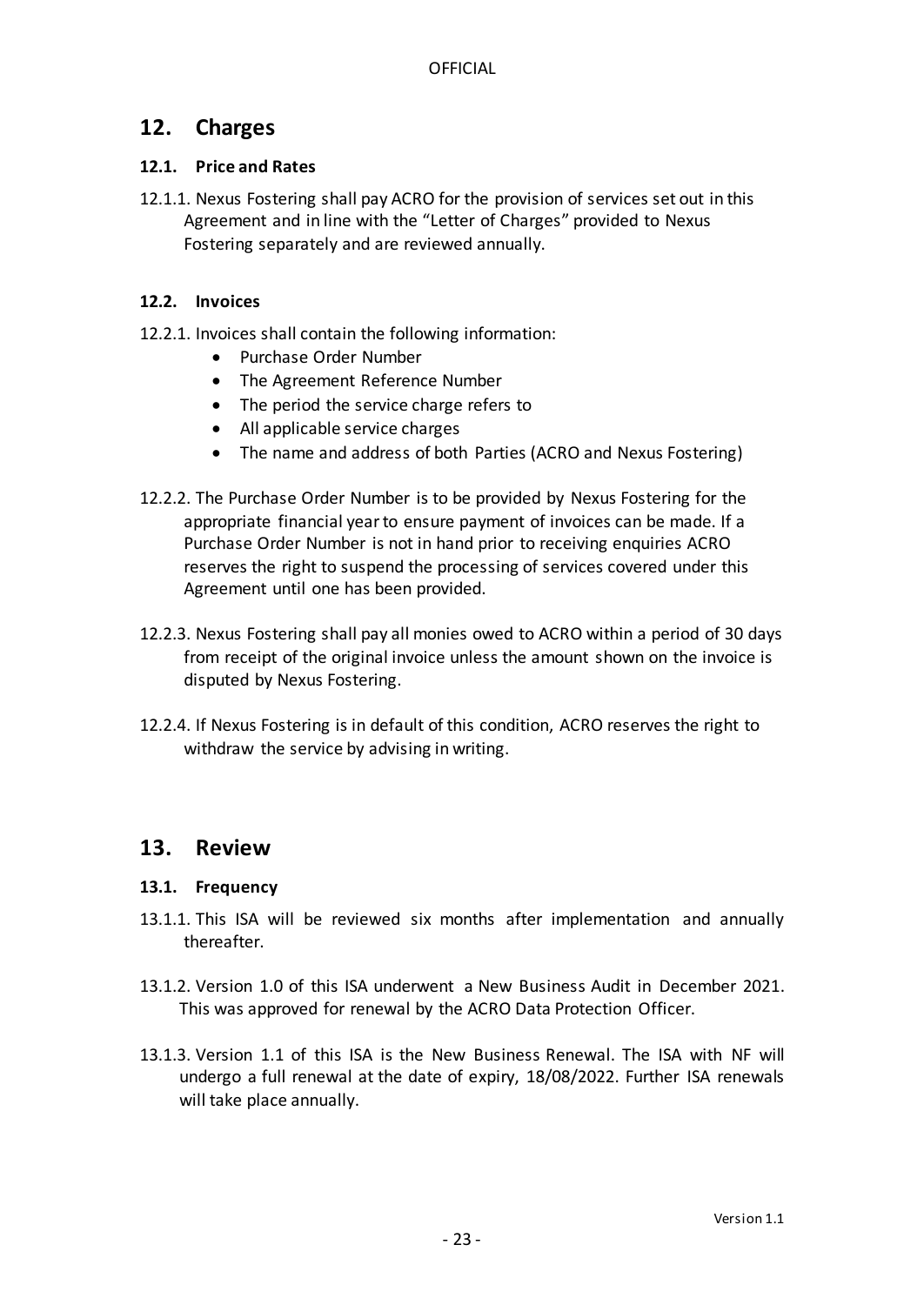## 12. Charges

### 12.1. Price and Rates

12.1.1. Nexus Fostering shall pay ACRO for the provision of services set out in this Agreement and in line with the "Letter of Charges" provided to Nexus Fostering separately and are reviewed annually.

### 12.2. Invoices

12.2.1. Invoices shall contain the following information:

- Purchase Order Number
- The Agreement Reference Number
- The period the service charge refers to
- All applicable service charges
- The name and address of both Parties (ACRO and Nexus Fostering)

12.2.2. The Purchase Order Number is to be provided by Nexus Fostering for the appropriate financial year to ensure payment of invoices can be made. If a Purchase Order Number is not in hand prior to receiving enquiries ACRO reserves the right to suspend the processing of services covered under this Agreement until one has been provided.

12.2.3. Nexus Fostering shall pay all monies owed to ACRO within a period of 30 days from receipt of the original invoice unless the amount shown on the invoice is disputed by Nexus Fostering.

12.2.4. If Nexus Fostering is in default of this condition, ACRO reserves the right to withdraw the service by advising in writing.

## 13. Review

### 13.1. Frequency

13.1.1. This ISA will be reviewed six months after implementation and annually thereafter.

13.1.2. Version 1.0 of this ISA underwent a New Business Audit in December 2021. This was approved for renewal by the ACRO Data Protection Officer.

13.1.3. Version 1.1 of this ISA is the New Business Renewal. The ISA with NF will undergo a full renewal at the date of expiry, 18/08/2022. Further ISA renewals will take place annually.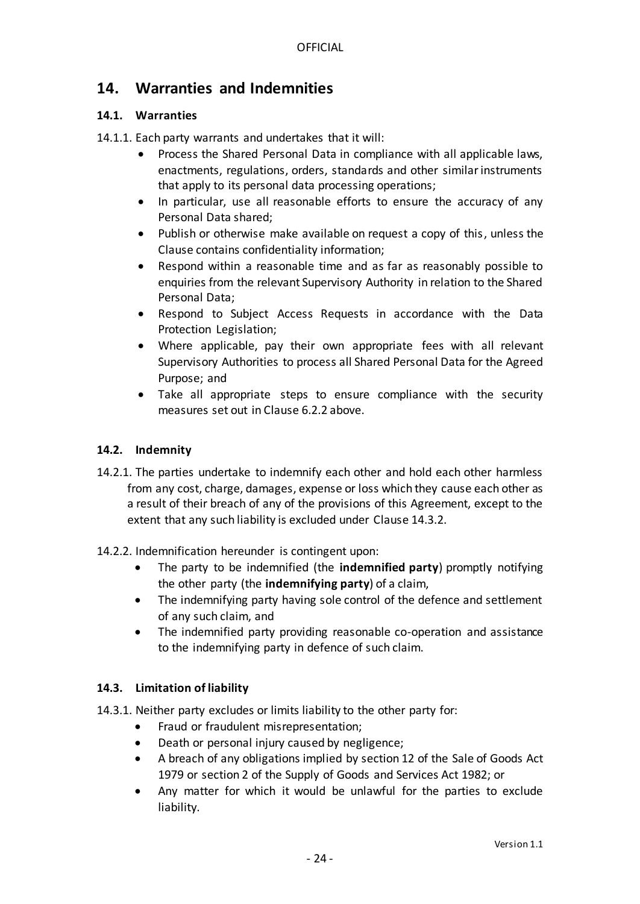## 14. Warranties and Indemnities

### 14.1. Warranties

14.1.1. Each party warrants and undertakes that it will:

- Process the Shared Personal Data in compliance with all applicable laws, enactments, regulations, orders, standards and other similar instruments that apply to its personal data processing operations;
- In particular, use all reasonable efforts to ensure the accuracy of any Personal Data shared;
- Publish or otherwise make available on request a copy of this, unless the Clause contains confidentiality information;
- Respond within a reasonable time and as far as reasonably possible to enquiries from the relevant Supervisory Authority in relation to the Shared Personal Data;
- Respond to Subject Access Requests in accordance with the Data Protection Legislation;
- Where applicable, pay their own appropriate fees with all relevant Supervisory Authorities to process all Shared Personal Data for the Agreed Purpose; and
- Take all appropriate steps to ensure compliance with the security measures set out in Clause 6.2.2 above.

### 14.2. Indemnity

14.2.1. The parties undertake to indemnify each other and hold each other harmless from any cost, charge, damages, expense or loss which they cause each other as a result of their breach of any of the provisions of this Agreement, except to the extent that any such liability is excluded under Clause 14.3.2.

14.2.2. Indemnification hereunder is contingent upon:

- The party to be indemnified (the **indemnified party**) promptly notifying the other party (the **indemnifying party**) of a claim,
- The indemnifying party having sole control of the defence and settlement of any such claim, and
- The indemnified party providing reasonable co-operation and assistance to the indemnifying party in defence of such claim.

### 14.3. Limitation of liability

14.3.1. Neither party excludes or limits liability to the other party for:

- Fraud or fraudulent misrepresentation;
- Death or personal injury caused by negligence;
- A breach of any obligations implied by section 12 of the Sale of Goods Act 1979 or section 2 of the Supply of Goods and Services Act 1982; or
- Any matter for which it would be unlawful for the parties to exclude liability.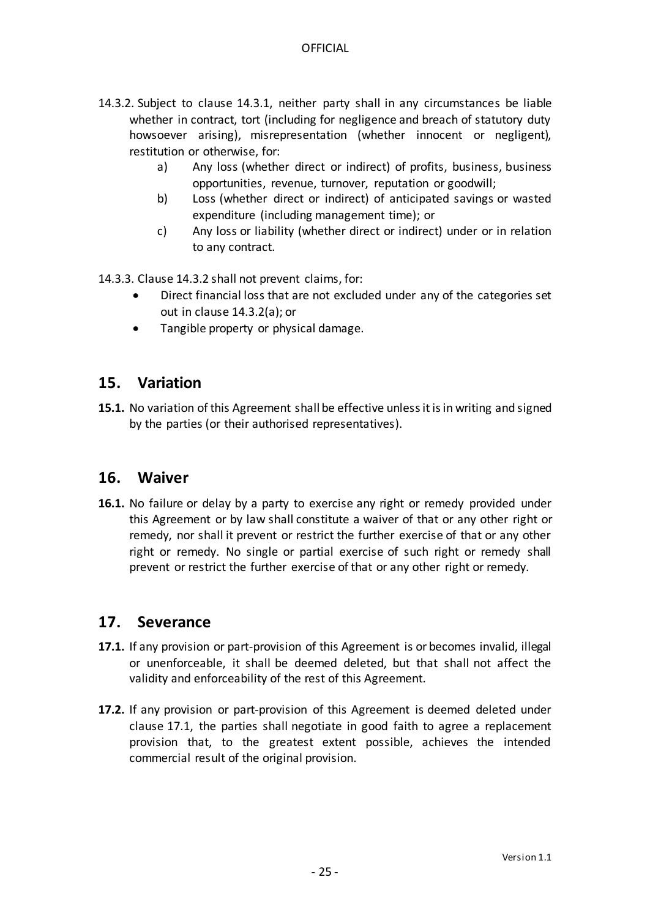14.3.2. Subject to clause 14.3.1, neither party shall in any circumstances be liable whether in contract, tort (including for negligence and breach of statutory duty howsoever arising), misrepresentation (whether innocent or negligent), restitution or otherwise, for:

a) Any loss (whether direct or indirect) of profits, business, business opportunities, revenue, turnover, reputation or goodwill;

b) Loss (whether direct or indirect) of anticipated savings or wasted expenditure (including management time); or

c) Any loss or liability (whether direct or indirect) under or in relation to any contract.

14.3.3. Clause 14.3.2 shall not prevent claims, for:

- Direct financial loss that are not excluded under any of the categories set out in clause 14.3.2(a); or
- Tangible property or physical damage.

## 15. Variation

**15.1.** No variation of this Agreement shall be effective unless it is in writing and signed by the parties (or their authorised representatives).

## 16. Waiver

**16.1.** No failure or delay by a party to exercise any right or remedy provided under this Agreement or by law shall constitute a waiver of that or any other right or remedy, nor shall it prevent or restrict the further exercise of that or any other right or remedy. No single or partial exercise of such right or remedy shall prevent or restrict the further exercise of that or any other right or remedy.

## 17. Severance

**17.1.** If any provision or part-provision of this Agreement is or becomes invalid, illegal or unenforceable, it shall be deemed deleted, but that shall not affect the validity and enforceability of the rest of this Agreement.

**17.2.** If any provision or part-provision of this Agreement is deemed deleted under clause 17.1, the parties shall negotiate in good faith to agree a replacement provision that, to the greatest extent possible, achieves the intended commercial result of the original provision.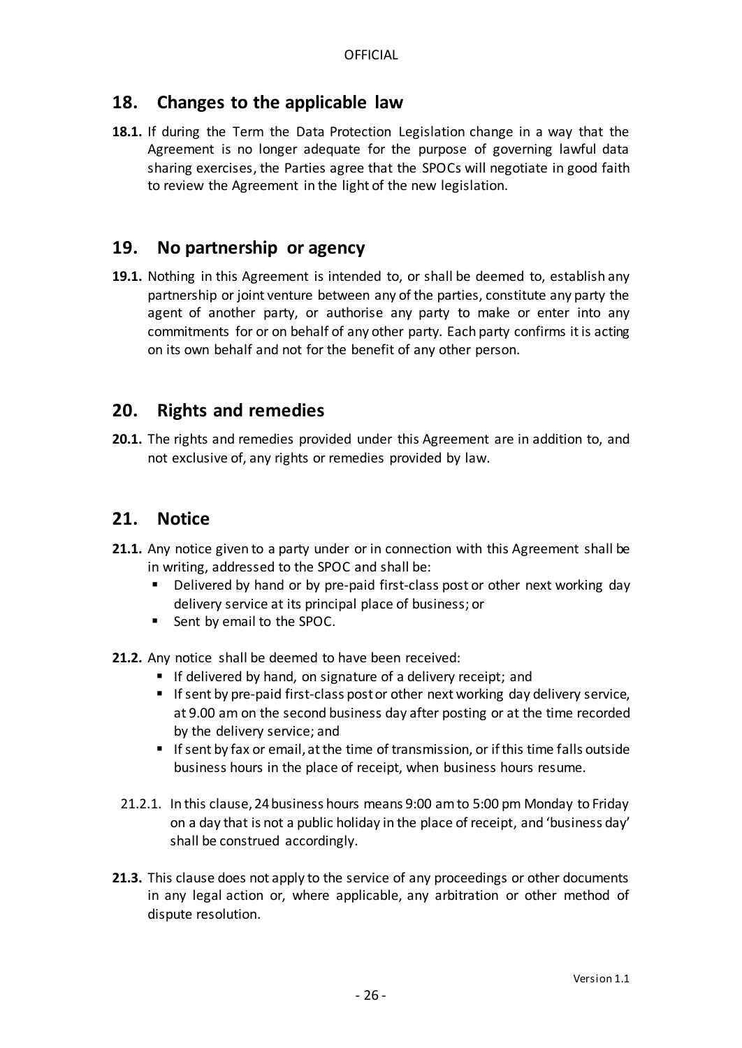## 18. Changes to the applicable law

**18.1.** If during the Term the Data Protection Legislation change in a way that the Agreement is no longer adequate for the purpose of governing lawful data sharing exercises, the Parties agree that the SPOCs will negotiate in good faith to review the Agreement in the light of the new legislation.

## 19. No partnership or agency

**19.1.** Nothing in this Agreement is intended to, or shall be deemed to, establish any partnership or joint venture between any of the parties, constitute any party the agent of another party, or authorise any party to make or enter into any commitments for or on behalf of any other party. Each party confirms it is acting on its own behalf and not for the benefit of any other person.

## 20. Rights and remedies

**20.1.** The rights and remedies provided under this Agreement are in addition to, and not exclusive of, any rights or remedies provided by law.

## 21. Notice

**21.1.** Any notice given to a party under or in connection with this Agreement shall be in writing, addressed to the SPOC and shall be:

- Delivered by hand or by pre-paid first-class post or other next working day delivery service at its principal place of business; or
- Sent by email to the SPOC.

**21.2.** Any notice shall be deemed to have been received:

- If delivered by hand, on signature of a delivery receipt; and
- If sent by pre-paid first-class post or other next working day delivery service, at 9.00 am on the second business day after posting or at the time recorded by the delivery service; and
- If sent by fax or email, at the time of transmission, or if this time falls outside business hours in the place of receipt, when business hours resume.

21.2.1. In this clause, 24 business hours means 9:00 am to 5:00 pm Monday to Friday on a day that is not a public holiday in the place of receipt, and 'business day' shall be construed accordingly.

**21.3.** This clause does not apply to the service of any proceedings or other documents in any legal action or, where applicable, any arbitration or other method of dispute resolution.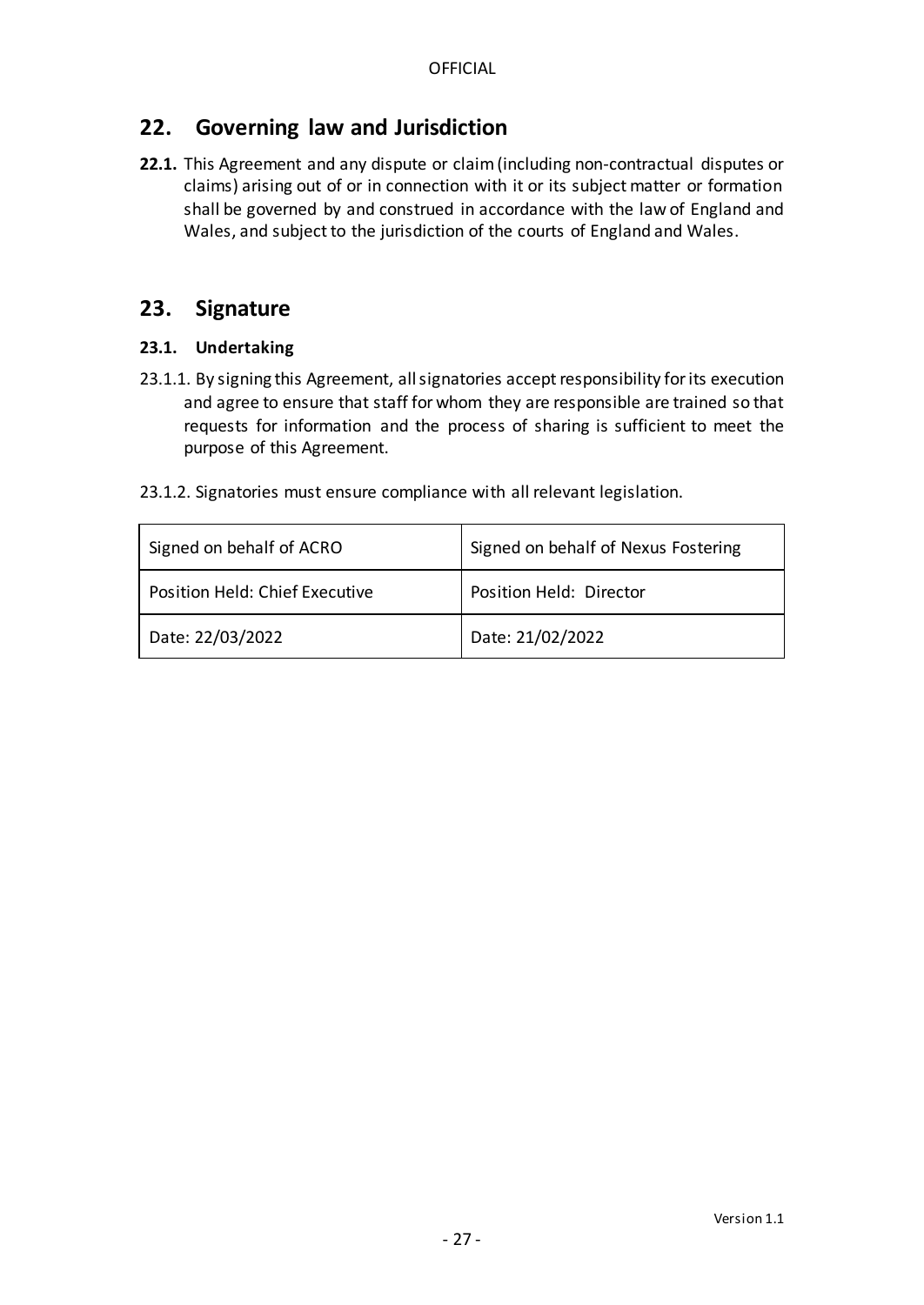## 22. Governing law and Jurisdiction

**22.1.** This Agreement and any dispute or claim (including non-contractual disputes or claims) arising out of or in connection with it or its subject matter or formation shall be governed by and construed in accordance with the law of England and Wales, and subject to the jurisdiction of the courts of England and Wales.

## 23. Signature

### 23.1. Undertaking

23.1.1. By signing this Agreement, all signatories accept responsibility for its execution and agree to ensure that staff for whom they are responsible are trained so that requests for information and the process of sharing is sufficient to meet the purpose of this Agreement.

23.1.2. Signatories must ensure compliance with all relevant legislation.

| | |
|---|---|
| Signed on behalf of ACRO | Signed on behalf of Nexus Fostering |
| Position Held: Chief Executive | Position Held: Director |
| Date: 22/03/2022 | Date: 21/02/2022 |